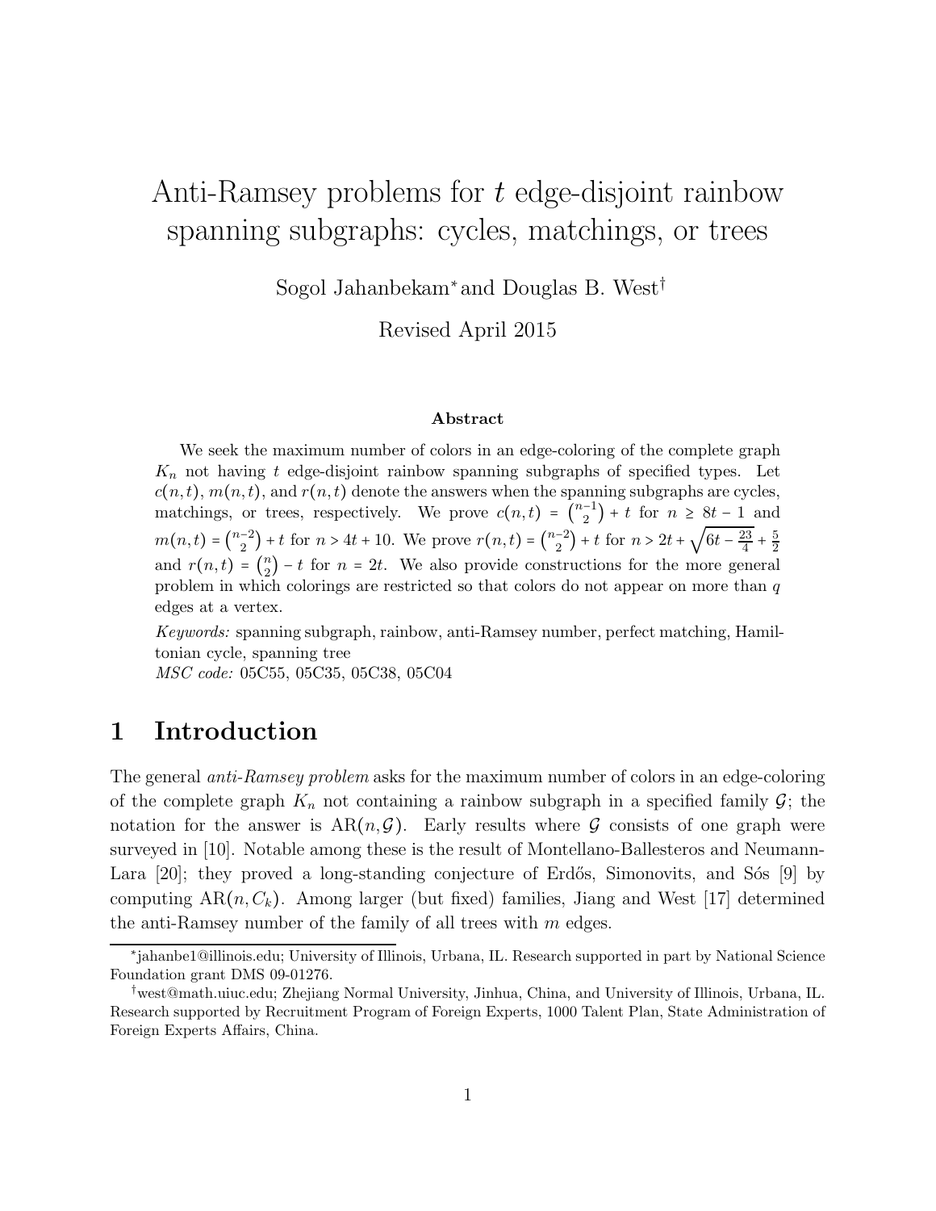# Anti-Ramsey problems for $t$ edge-disjoint rainbow spanning subgraphs: cycles, matchings, or trees

Sogol Jahanbekam* and Douglas B. West†

Revised April 2015

### Abstract

We seek the maximum number of colors in an edge-coloring of the complete graph $K_n$ not having $t$ edge-disjoint rainbow spanning subgraphs of specified types. Let $c(n,t)$, $m(n,t)$, and $r(n,t)$ denote the answers when the spanning subgraphs are cycles, matchings, or trees, respectively. We prove $c(n,t) = \binom{n-1}{2} + t$ for $n \geq 8t-1$ and $m(n,t) = \binom{n-2}{2} + t$ for $n > 4t+10$. We prove $r(n,t) = \binom{n-2}{2} + t$ for $n > 2t + \sqrt{6t - \frac{23}{4}} + \frac{5}{2}$ and $r(n,t) = \binom{n}{2} - t$ for $n = 2t$. We also provide constructions for the more general problem in which colorings are restricted so that colors do not appear on more than $q$ edges at a vertex.

*Keywords:* spanning subgraph, rainbow, anti-Ramsey number, perfect matching, Hamiltonian cycle, spanning tree
*MSC code:* 05C55, 05C35, 05C38, 05C04

## 1 Introduction

The general *anti-Ramsey problem* asks for the maximum number of colors in an edge-coloring of the complete graph $K_n$ not containing a rainbow subgraph in a specified family $\mathcal{G}$; the notation for the answer is $\mathrm{AR}(n,\mathcal{G})$. Early results where $\mathcal{G}$ consists of one graph were surveyed in [10]. Notable among these is the result of Montellano-Ballesteros and Neumann-Lara [20]; they proved a long-standing conjecture of Erdős, Simonovits, and Sós [9] by computing $\mathrm{AR}(n,C_k)$. Among larger (but fixed) families, Jiang and West [17] determined the anti-Ramsey number of the family of all trees with $m$ edges.

*jahanbe1@illinois.edu; University of Illinois, Urbana, IL. Research supported in part by National Science Foundation grant DMS 09-01276.

†west@math.uiuc.edu; Zhejiang Normal University, Jinhua, China, and University of Illinois, Urbana, IL. Research supported by Recruitment Program of Foreign Experts, 1000 Talent Plan, State Administration of Foreign Experts Affairs, China.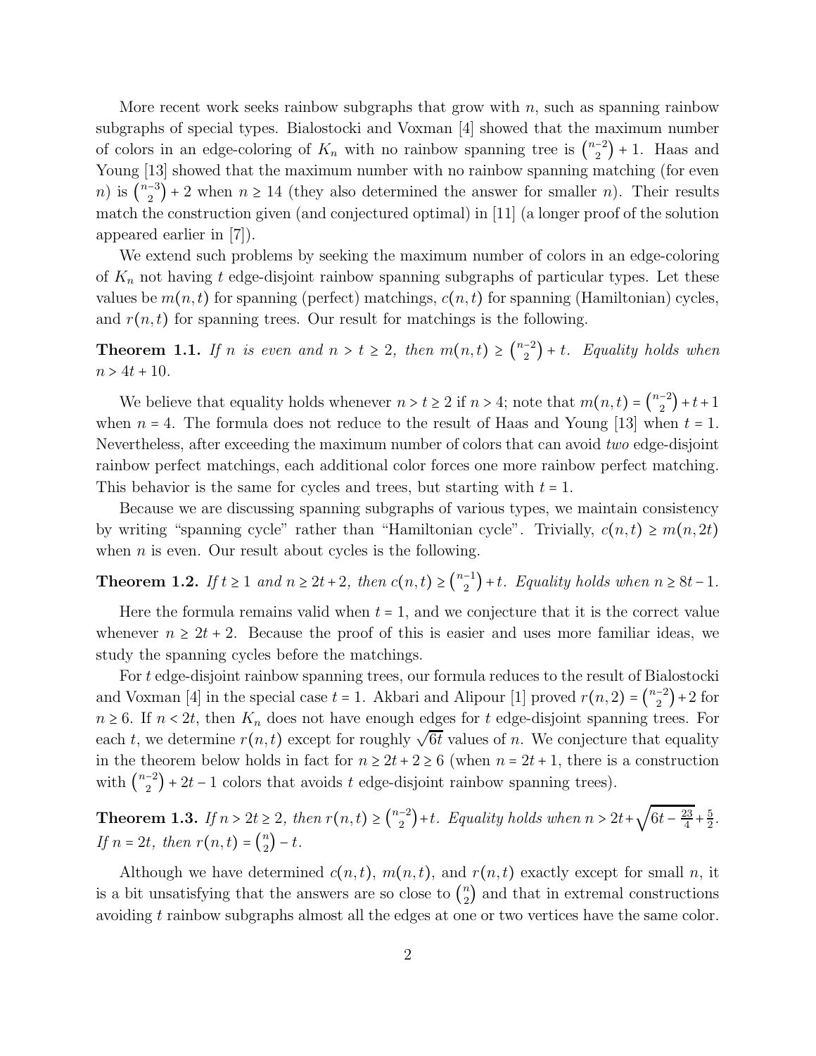More recent work seeks rainbow subgraphs that grow with $n$, such as spanning rainbow subgraphs of special types. Bialostocki and Voxman [4] showed that the maximum number of colors in an edge-coloring of $K_n$ with no rainbow spanning tree is $\binom{n-2}{2}+1$. Haas and Young [13] showed that the maximum number with no rainbow spanning matching (for even $n$) is $\binom{n-3}{2}+2$ when $n \geq 14$ (they also determined the answer for smaller $n$). Their results match the construction given (and conjectured optimal) in [11] (a longer proof of the solution appeared earlier in [7]).

We extend such problems by seeking the maximum number of colors in an edge-coloring of $K_n$ not having $t$ edge-disjoint rainbow spanning subgraphs of particular types. Let these values be $m(n,t)$ for spanning (perfect) matchings, $c(n,t)$ for spanning (Hamiltonian) cycles, and $r(n,t)$ for spanning trees. Our result for matchings is the following.

**Theorem 1.1.** *If $n$ is even and $n > t \geq 2$, then $m(n,t) \geq \binom{n-2}{2}+t$. Equality holds when $n > 4t+10$.*

We believe that equality holds whenever $n > t \geq 2$ if $n > 4$; note that $m(n,t) = \binom{n-2}{2}+t+1$ when $n = 4$. The formula does not reduce to the result of Haas and Young [13] when $t = 1$. Nevertheless, after exceeding the maximum number of colors that can avoid *two* edge-disjoint rainbow perfect matchings, each additional color forces one more rainbow perfect matching. This behavior is the same for cycles and trees, but starting with $t = 1$.

Because we are discussing spanning subgraphs of various types, we maintain consistency by writing "spanning cycle" rather than "Hamiltonian cycle". Trivially, $c(n,t) \geq m(n,2t)$ when $n$ is even. Our result about cycles is the following.

**Theorem 1.2.** *If $t \geq 1$ and $n \geq 2t+2$, then $c(n,t) \geq \binom{n-1}{2}+t$. Equality holds when $n \geq 8t-1$.*

Here the formula remains valid when $t = 1$, and we conjecture that it is the correct value whenever $n \geq 2t+2$. Because the proof of this is easier and uses more familiar ideas, we study the spanning cycles before the matchings.

For $t$ edge-disjoint rainbow spanning trees, our formula reduces to the result of Bialostocki and Voxman [4] in the special case $t = 1$. Akbari and Alipour [1] proved $r(n,2) = \binom{n-2}{2}+2$ for $n \geq 6$. If $n < 2t$, then $K_n$ does not have enough edges for $t$ edge-disjoint spanning trees. For each $t$, we determine $r(n,t)$ except for roughly $\sqrt{6t}$ values of $n$. We conjecture that equality in the theorem below holds in fact for $n \geq 2t+2 \geq 6$ (when $n = 2t+1$, there is a construction with $\binom{n-2}{2}+2t-1$ colors that avoids $t$ edge-disjoint rainbow spanning trees).

**Theorem 1.3.** *If $n > 2t \geq 2$, then $r(n,t) \geq \binom{n-2}{2}+t$. Equality holds when $n > 2t+\sqrt{6t-\frac{23}{4}}+\frac{5}{2}$. If $n = 2t$, then $r(n,t) = \binom{n}{2}-t$.*

Although we have determined $c(n,t)$, $m(n,t)$, and $r(n,t)$ exactly except for small $n$, it is a bit unsatisfying that the answers are so close to $\binom{n}{2}$ and that in extremal constructions avoiding $t$ rainbow subgraphs almost all the edges at one or two vertices have the same color.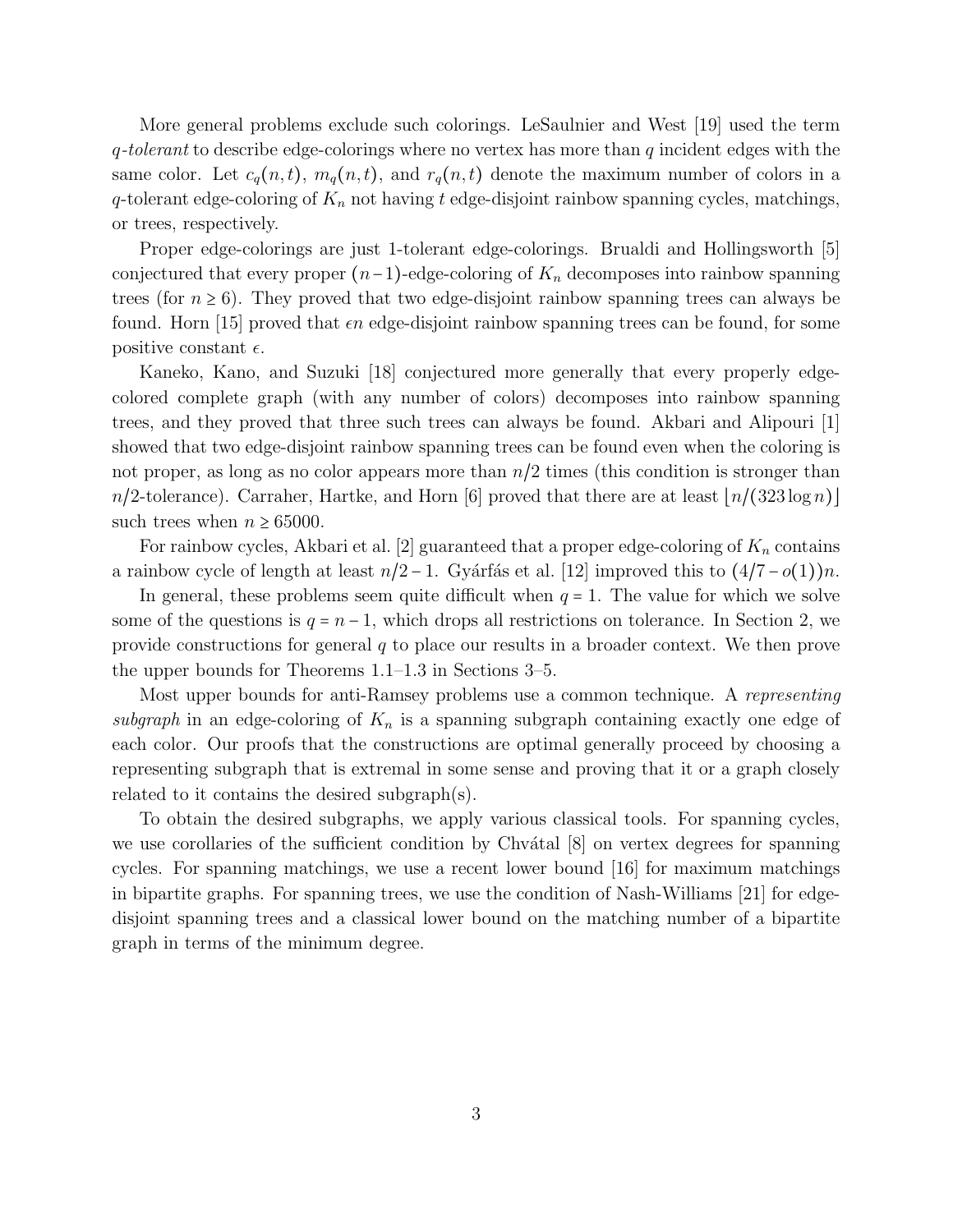More general problems exclude such colorings. LeSaulnier and West [19] used the term *$q$-tolerant* to describe edge-colorings where no vertex has more than $q$ incident edges with the same color. Let $c_q(n,t)$, $m_q(n,t)$, and $r_q(n,t)$ denote the maximum number of colors in a $q$-tolerant edge-coloring of $K_n$ not having $t$ edge-disjoint rainbow spanning cycles, matchings, or trees, respectively.

Proper edge-colorings are just 1-tolerant edge-colorings. Brualdi and Hollingsworth [5] conjectured that every proper $(n-1)$-edge-coloring of $K_n$ decomposes into rainbow spanning trees (for $n \geq 6$). They proved that two edge-disjoint rainbow spanning trees can always be found. Horn [15] proved that $\epsilon n$ edge-disjoint rainbow spanning trees can be found, for some positive constant $\epsilon$.

Kaneko, Kano, and Suzuki [18] conjectured more generally that every properly edge-colored complete graph (with any number of colors) decomposes into rainbow spanning trees, and they proved that three such trees can always be found. Akbari and Alipouri [1] showed that two edge-disjoint rainbow spanning trees can be found even when the coloring is not proper, as long as no color appears more than $n/2$ times (this condition is stronger than $n/2$-tolerance). Carraher, Hartke, and Horn [6] proved that there are at least $\lfloor n/(323\log n)\rfloor$ such trees when $n \geq 65000$.

For rainbow cycles, Akbari et al. [2] guaranteed that a proper edge-coloring of $K_n$ contains a rainbow cycle of length at least $n/2-1$. Gyárfás et al. [12] improved this to $(4/7-o(1))n$.

In general, these problems seem quite difficult when $q = 1$. The value for which we solve some of the questions is $q = n-1$, which drops all restrictions on tolerance. In Section 2, we provide constructions for general $q$ to place our results in a broader context. We then prove the upper bounds for Theorems 1.1–1.3 in Sections 3–5.

Most upper bounds for anti-Ramsey problems use a common technique. A *representing subgraph* in an edge-coloring of $K_n$ is a spanning subgraph containing exactly one edge of each color. Our proofs that the constructions are optimal generally proceed by choosing a representing subgraph that is extremal in some sense and proving that it or a graph closely related to it contains the desired subgraph(s).

To obtain the desired subgraphs, we apply various classical tools. For spanning cycles, we use corollaries of the sufficient condition by Chvátal [8] on vertex degrees for spanning cycles. For spanning matchings, we use a recent lower bound [16] for maximum matchings in bipartite graphs. For spanning trees, we use the condition of Nash-Williams [21] for edge-disjoint spanning trees and a classical lower bound on the matching number of a bipartite graph in terms of the minimum degree.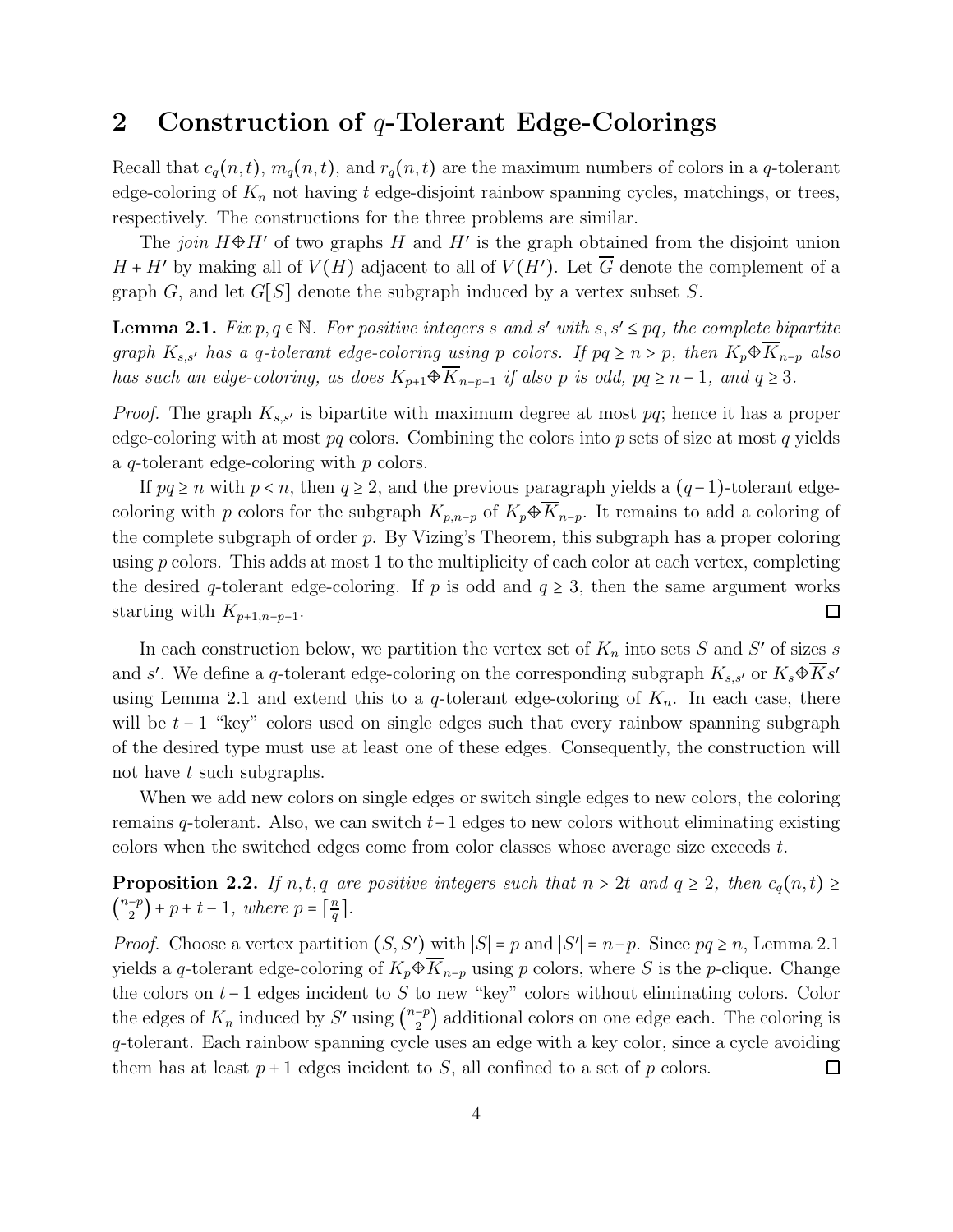## 2 Construction of $q$-Tolerant Edge-Colorings

Recall that $c_q(n,t)$, $m_q(n,t)$, and $r_q(n,t)$ are the maximum numbers of colors in a $q$-tolerant edge-coloring of $K_n$ not having $t$ edge-disjoint rainbow spanning cycles, matchings, or trees, respectively. The constructions for the three problems are similar.

The *join* $H \oplus H'$ of two graphs $H$ and $H'$ is the graph obtained from the disjoint union $H + H'$ by making all of $V(H)$ adjacent to all of $V(H')$. Let $\overline{G}$ denote the complement of a graph $G$, and let $G[S]$ denote the subgraph induced by a vertex subset $S$.

**Lemma 2.1.** *Fix $p, q \in \mathbb{N}$. For positive integers $s$ and $s'$ with $s, s' \le pq$, the complete bipartite graph $K_{s,s'}$ has a $q$-tolerant edge-coloring using $p$ colors. If $pq \ge n > p$, then $K_p \oplus \overline{K}_{n-p}$ also has such an edge-coloring, as does $K_{p+1} \oplus \overline{K}_{n-p-1}$ if also $p$ is odd, $pq \ge n-1$, and $q \ge 3$.*

*Proof.* The graph $K_{s,s'}$ is bipartite with maximum degree at most $pq$; hence it has a proper edge-coloring with at most $pq$ colors. Combining the colors into $p$ sets of size at most $q$ yields a $q$-tolerant edge-coloring with $p$ colors.

If $pq \ge n$ with $p < n$, then $q \ge 2$, and the previous paragraph yields a $(q-1)$-tolerant edge-coloring with $p$ colors for the subgraph $K_{p,n-p}$ of $K_p \oplus \overline{K}_{n-p}$. It remains to add a coloring of the complete subgraph of order $p$. By Vizing's Theorem, this subgraph has a proper coloring using $p$ colors. This adds at most 1 to the multiplicity of each color at each vertex, completing the desired $q$-tolerant edge-coloring. If $p$ is odd and $q \ge 3$, then the same argument works starting with $K_{p+1,n-p-1}$. $\square$

In each construction below, we partition the vertex set of $K_n$ into sets $S$ and $S'$ of sizes $s$ and $s'$. We define a $q$-tolerant edge-coloring on the corresponding subgraph $K_{s,s'}$ or $K_s \oplus \overline{K} s'$ using Lemma 2.1 and extend this to a $q$-tolerant edge-coloring of $K_n$. In each case, there will be $t-1$ "key" colors used on single edges such that every rainbow spanning subgraph of the desired type must use at least one of these edges. Consequently, the construction will not have $t$ such subgraphs.

When we add new colors on single edges or switch single edges to new colors, the coloring remains $q$-tolerant. Also, we can switch $t-1$ edges to new colors without eliminating existing colors when the switched edges come from color classes whose average size exceeds $t$.

**Proposition 2.2.** *If $n, t, q$ are positive integers such that $n > 2t$ and $q \ge 2$, then $c_q(n,t) \ge \binom{n-p}{2} + p + t - 1$, where $p = \lceil \frac{n}{q} \rceil$.*

*Proof.* Choose a vertex partition $(S, S')$ with $|S| = p$ and $|S'| = n-p$. Since $pq \ge n$, Lemma 2.1 yields a $q$-tolerant edge-coloring of $K_p \oplus \overline{K}_{n-p}$ using $p$ colors, where $S$ is the $p$-clique. Change the colors on $t-1$ edges incident to $S$ to new "key" colors without eliminating colors. Color the edges of $K_n$ induced by $S'$ using $\binom{n-p}{2}$ additional colors on one edge each. The coloring is $q$-tolerant. Each rainbow spanning cycle uses an edge with a key color, since a cycle avoiding them has at least $p+1$ edges incident to $S$, all confined to a set of $p$ colors. $\square$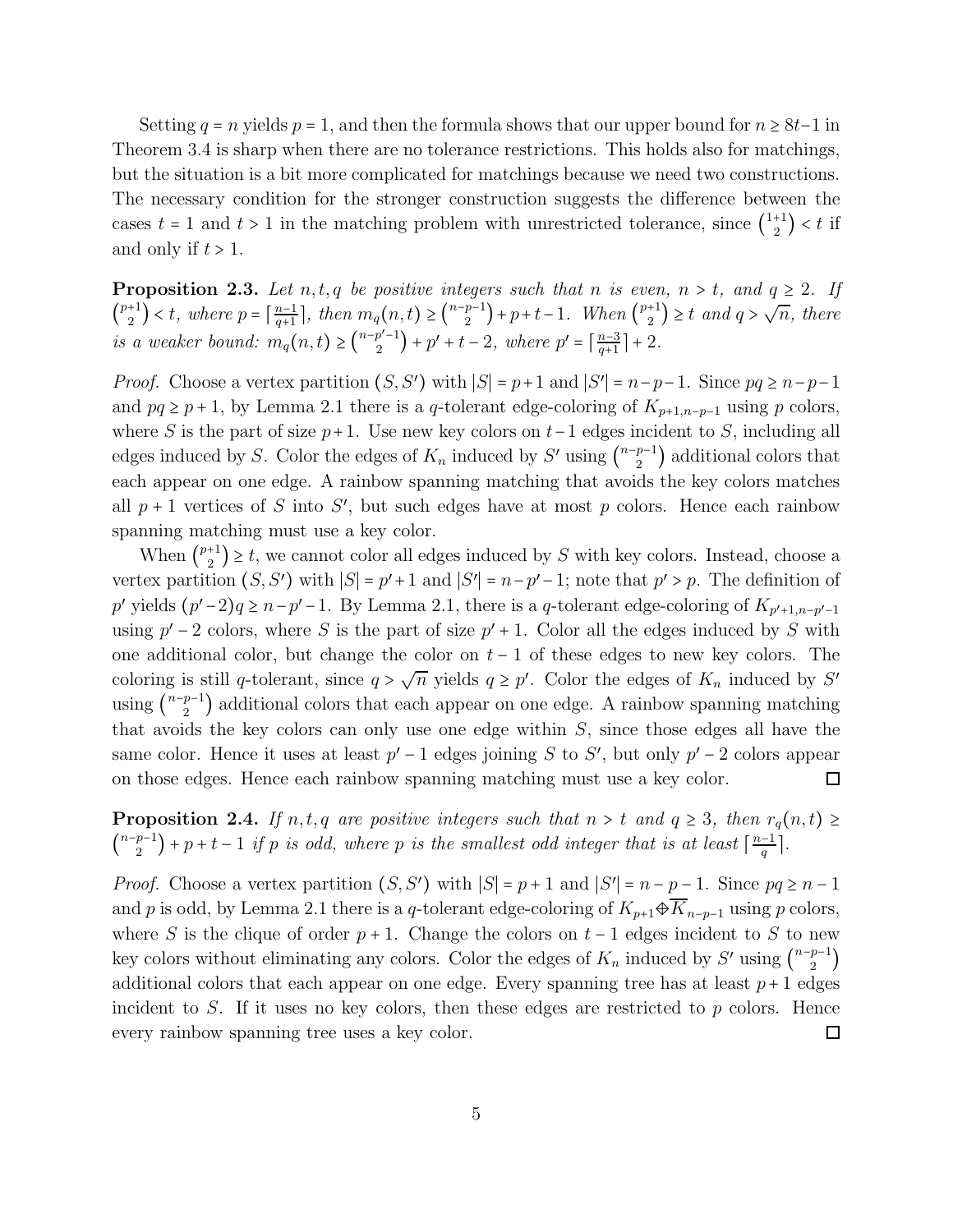Setting $q = n$ yields $p = 1$, and then the formula shows that our upper bound for $n \geq 8t-1$ in Theorem 3.4 is sharp when there are no tolerance restrictions. This holds also for matchings, but the situation is a bit more complicated for matchings because we need two constructions. The necessary condition for the stronger construction suggests the difference between the cases $t = 1$ and $t > 1$ in the matching problem with unrestricted tolerance, since $\binom{1+1}{2} < t$ if and only if $t > 1$.

**Proposition 2.3.** *Let $n, t, q$ be positive integers such that $n$ is even, $n > t$, and $q \geq 2$. If $\binom{p+1}{2} < t$, where $p = \lceil \frac{n-1}{q+1} \rceil$, then $m_q(n,t) \geq \binom{n-p-1}{2} + p + t - 1$. When $\binom{p+1}{2} \geq t$ and $q > \sqrt{n}$, there is a weaker bound: $m_q(n,t) \geq \binom{n-p'-1}{2} + p' + t - 2$, where $p' = \lceil \frac{n-3}{q+1} \rceil + 2$.*

*Proof.* Choose a vertex partition $(S, S')$ with $|S| = p+1$ and $|S'| = n-p-1$. Since $pq \geq n-p-1$ and $pq \geq p+1$, by Lemma 2.1 there is a $q$-tolerant edge-coloring of $K_{p+1,n-p-1}$ using $p$ colors, where $S$ is the part of size $p+1$. Use new key colors on $t-1$ edges incident to $S$, including all edges induced by $S$. Color the edges of $K_n$ induced by $S'$ using $\binom{n-p-1}{2}$ additional colors that each appear on one edge. A rainbow spanning matching that avoids the key colors matches all $p+1$ vertices of $S$ into $S'$, but such edges have at most $p$ colors. Hence each rainbow spanning matching must use a key color.

When $\binom{p+1}{2} \geq t$, we cannot color all edges induced by $S$ with key colors. Instead, choose a vertex partition $(S, S')$ with $|S| = p'+1$ and $|S'| = n-p'-1$; note that $p' > p$. The definition of $p'$ yields $(p'-2)q \geq n-p'-1$. By Lemma 2.1, there is a $q$-tolerant edge-coloring of $K_{p'+1,n-p'-1}$ using $p'-2$ colors, where $S$ is the part of size $p'+1$. Color all the edges induced by $S$ with one additional color, but change the color on $t-1$ of these edges to new key colors. The coloring is still $q$-tolerant, since $q > \sqrt{n}$ yields $q \geq p'$. Color the edges of $K_n$ induced by $S'$ using $\binom{n-p-1}{2}$ additional colors that each appear on one edge. A rainbow spanning matching that avoids the key colors can only use one edge within $S$, since those edges all have the same color. Hence it uses at least $p'-1$ edges joining $S$ to $S'$, but only $p'-2$ colors appear on those edges. Hence each rainbow spanning matching must use a key color. $\square$

**Proposition 2.4.** *If $n, t, q$ are positive integers such that $n > t$ and $q \geq 3$, then $r_q(n,t) \geq \binom{n-p-1}{2} + p + t - 1$ if $p$ is odd, where $p$ is the smallest odd integer that is at least $\lceil \frac{n-1}{q} \rceil$.*

*Proof.* Choose a vertex partition $(S, S')$ with $|S| = p+1$ and $|S'| = n-p-1$. Since $pq \geq n-1$ and $p$ is odd, by Lemma 2.1 there is a $q$-tolerant edge-coloring of $K_{p+1} \oplus \overline{K}_{n-p-1}$ using $p$ colors, where $S$ is the clique of order $p+1$. Change the colors on $t-1$ edges incident to $S$ to new key colors without eliminating any colors. Color the edges of $K_n$ induced by $S'$ using $\binom{n-p-1}{2}$ additional colors that each appear on one edge. Every spanning tree has at least $p+1$ edges incident to $S$. If it uses no key colors, then these edges are restricted to $p$ colors. Hence every rainbow spanning tree uses a key color. $\square$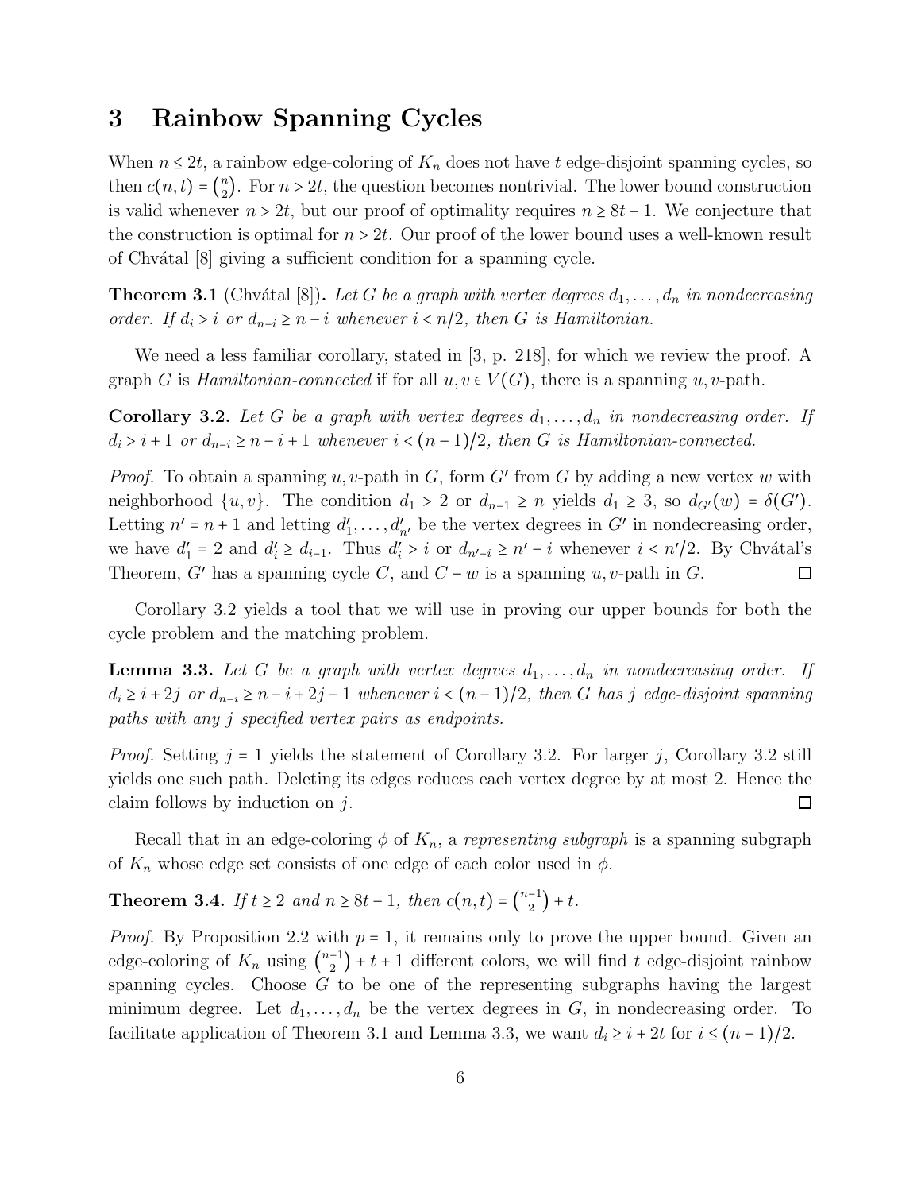## 3 Rainbow Spanning Cycles

When $n \le 2t$, a rainbow edge-coloring of $K_n$ does not have $t$ edge-disjoint spanning cycles, so then $c(n,t) = \binom{n}{2}$. For $n > 2t$, the question becomes nontrivial. The lower bound construction is valid whenever $n > 2t$, but our proof of optimality requires $n \ge 8t - 1$. We conjecture that the construction is optimal for $n > 2t$. Our proof of the lower bound uses a well-known result of Chvátal [8] giving a sufficient condition for a spanning cycle.

**Theorem 3.1** (Chvátal [8])**.** *Let $G$ be a graph with vertex degrees $d_1, \ldots, d_n$ in nondecreasing order. If $d_i > i$ or $d_{n-i} \ge n - i$ whenever $i < n/2$, then $G$ is Hamiltonian.*

We need a less familiar corollary, stated in [3, p. 218], for which we review the proof. A graph $G$ is *Hamiltonian-connected* if for all $u, v \in V(G)$, there is a spanning $u,v$-path.

**Corollary 3.2.** *Let $G$ be a graph with vertex degrees $d_1, \ldots, d_n$ in nondecreasing order. If $d_i > i + 1$ or $d_{n-i} \ge n - i + 1$ whenever $i < (n-1)/2$, then $G$ is Hamiltonian-connected.*

*Proof.* To obtain a spanning $u,v$-path in $G$, form $G'$ from $G$ by adding a new vertex $w$ with neighborhood $\{u, v\}$. The condition $d_1 > 2$ or $d_{n-1} \ge n$ yields $d_1 \ge 3$, so $d_{G'}(w) = \delta(G')$. Letting $n' = n + 1$ and letting $d'_1, \ldots, d'_{n'}$ be the vertex degrees in $G'$ in nondecreasing order, we have $d'_1 = 2$ and $d'_i \ge d_{i-1}$. Thus $d'_i > i$ or $d_{n'-i} \ge n' - i$ whenever $i < n'/2$. By Chvátal's Theorem, $G'$ has a spanning cycle $C$, and $C - w$ is a spanning $u,v$-path in $G$. □

Corollary 3.2 yields a tool that we will use in proving our upper bounds for both the cycle problem and the matching problem.

**Lemma 3.3.** *Let $G$ be a graph with vertex degrees $d_1, \ldots, d_n$ in nondecreasing order. If $d_i \ge i + 2j$ or $d_{n-i} \ge n - i + 2j - 1$ whenever $i < (n-1)/2$, then $G$ has $j$ edge-disjoint spanning paths with any $j$ specified vertex pairs as endpoints.*

*Proof.* Setting $j = 1$ yields the statement of Corollary 3.2. For larger $j$, Corollary 3.2 still yields one such path. Deleting its edges reduces each vertex degree by at most 2. Hence the claim follows by induction on $j$. □

Recall that in an edge-coloring $\phi$ of $K_n$, a *representing subgraph* is a spanning subgraph of $K_n$ whose edge set consists of one edge of each color used in $\phi$.

**Theorem 3.4.** *If $t \ge 2$ and $n \ge 8t - 1$, then $c(n,t) = \binom{n-1}{2} + t$.*

*Proof.* By Proposition 2.2 with $p = 1$, it remains only to prove the upper bound. Given an edge-coloring of $K_n$ using $\binom{n-1}{2} + t + 1$ different colors, we will find $t$ edge-disjoint rainbow spanning cycles. Choose $G$ to be one of the representing subgraphs having the largest minimum degree. Let $d_1, \ldots, d_n$ be the vertex degrees in $G$, in nondecreasing order. To facilitate application of Theorem 3.1 and Lemma 3.3, we want $d_i \ge i + 2t$ for $i \le (n-1)/2$.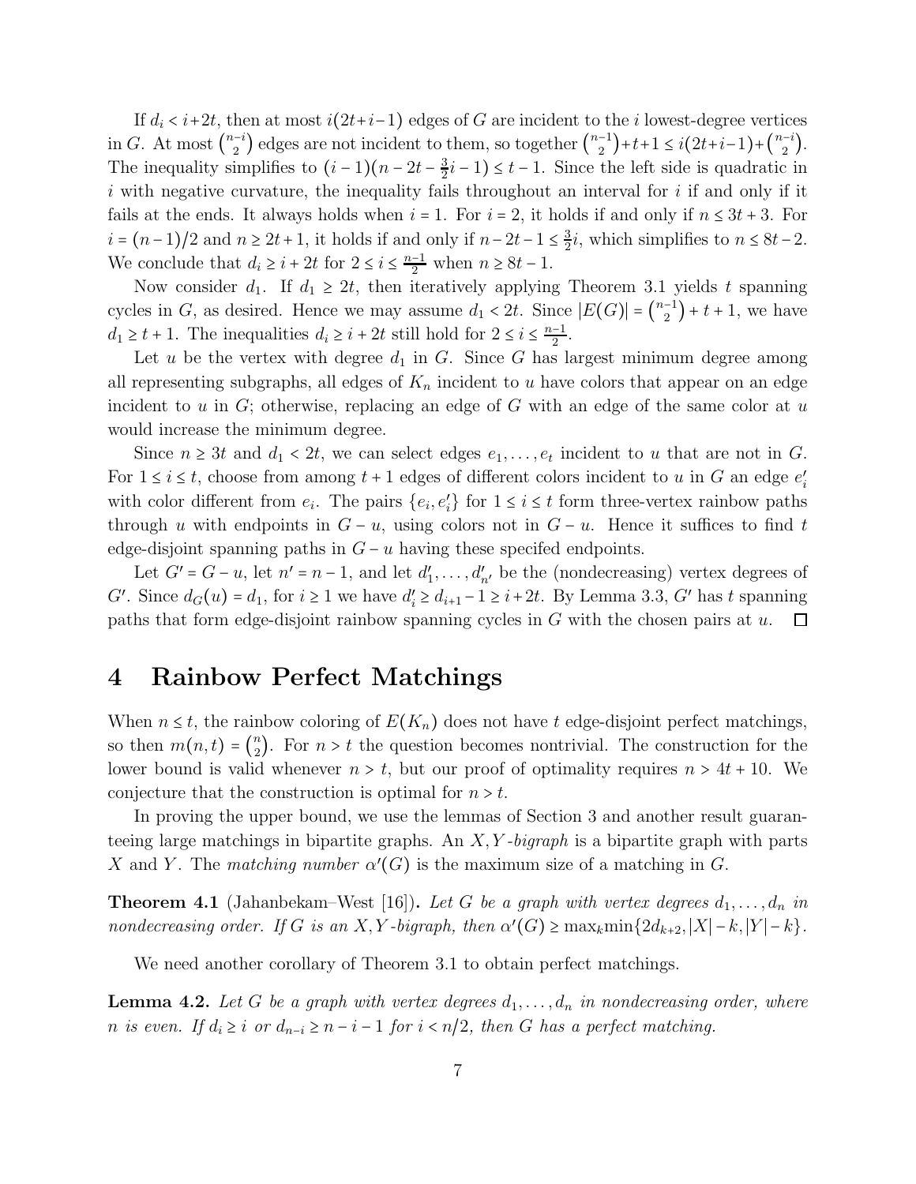If $d_i < i+2t$, then at most $i(2t+i-1)$ edges of $G$ are incident to the $i$ lowest-degree vertices in $G$. At most $\binom{n-i}{2}$ edges are not incident to them, so together $\binom{n-1}{2}+t+1 \le i(2t+i-1)+\binom{n-i}{2}$. The inequality simplifies to $(i-1)(n-2t-\frac{3}{2}i-1) \le t-1$. Since the left side is quadratic in $i$ with negative curvature, the inequality fails throughout an interval for $i$ if and only if it fails at the ends. It always holds when $i=1$. For $i=2$, it holds if and only if $n \le 3t+3$. For $i=(n-1)/2$ and $n \ge 2t+1$, it holds if and only if $n-2t-1 \le \frac{3}{2}i$, which simplifies to $n \le 8t-2$. We conclude that $d_i \ge i+2t$ for $2 \le i \le \frac{n-1}{2}$ when $n \ge 8t-1$.

Now consider $d_1$. If $d_1 \ge 2t$, then iteratively applying Theorem 3.1 yields $t$ spanning cycles in $G$, as desired. Hence we may assume $d_1 < 2t$. Since $|E(G)| = \binom{n-1}{2}+t+1$, we have $d_1 \ge t+1$. The inequalities $d_i \ge i+2t$ still hold for $2 \le i \le \frac{n-1}{2}$.

Let $u$ be the vertex with degree $d_1$ in $G$. Since $G$ has largest minimum degree among all representing subgraphs, all edges of $K_n$ incident to $u$ have colors that appear on an edge incident to $u$ in $G$; otherwise, replacing an edge of $G$ with an edge of the same color at $u$ would increase the minimum degree.

Since $n \ge 3t$ and $d_1 < 2t$, we can select edges $e_1,\dots,e_t$ incident to $u$ that are not in $G$. For $1 \le i \le t$, choose from among $t+1$ edges of different colors incident to $u$ in $G$ an edge $e_i'$ with color different from $e_i$. The pairs $\{e_i, e_i'\}$ for $1 \le i \le t$ form three-vertex rainbow paths through $u$ with endpoints in $G-u$, using colors not in $G-u$. Hence it suffices to find $t$ edge-disjoint spanning paths in $G-u$ having these specifed endpoints.

Let $G' = G-u$, let $n' = n-1$, and let $d_1',\dots,d_{n'}'$ be the (nondecreasing) vertex degrees of $G'$. Since $d_G(u) = d_1$, for $i \ge 1$ we have $d_i' \ge d_{i+1}-1 \ge i+2t$. By Lemma 3.3, $G'$ has $t$ spanning paths that form edge-disjoint rainbow spanning cycles in $G$ with the chosen pairs at $u$. $\square$

# 4 Rainbow Perfect Matchings

When $n \le t$, the rainbow coloring of $E(K_n)$ does not have $t$ edge-disjoint perfect matchings, so then $m(n,t) = \binom{n}{2}$. For $n > t$ the question becomes nontrivial. The construction for the lower bound is valid whenever $n > t$, but our proof of optimality requires $n > 4t+10$. We conjecture that the construction is optimal for $n > t$.

In proving the upper bound, we use the lemmas of Section 3 and another result guaranteeing large matchings in bipartite graphs. An $X,Y$*-bigraph* is a bipartite graph with parts $X$ and $Y$. The *matching number* $\alpha'(G)$ is the maximum size of a matching in $G$.

**Theorem 4.1** (Jahanbekam–West [16])**.** *Let $G$ be a graph with vertex degrees $d_1,\dots,d_n$ in nondecreasing order. If $G$ is an $X,Y$-bigraph, then $\alpha'(G) \ge \max_k \min\{2d_{k+2}, |X|-k, |Y|-k\}$.*

We need another corollary of Theorem 3.1 to obtain perfect matchings.

**Lemma 4.2.** *Let $G$ be a graph with vertex degrees $d_1,\dots,d_n$ in nondecreasing order, where $n$ is even. If $d_i \ge i$ or $d_{n-i} \ge n-i-1$ for $i < n/2$, then $G$ has a perfect matching.*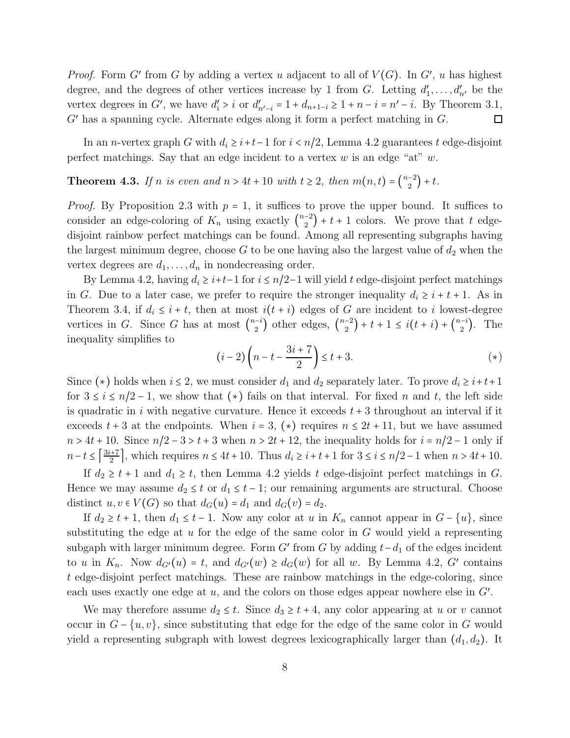*Proof.* Form $G'$ from $G$ by adding a vertex $u$ adjacent to all of $V(G)$. In $G'$, $u$ has highest degree, and the degrees of other vertices increase by 1 from $G$. Letting $d'_1, \ldots, d'_{n'}$ be the vertex degrees in $G'$, we have $d'_i > i$ or $d'_{n'-i} = 1 + d_{n+1-i} \ge 1 + n - i = n' - i$. By Theorem 3.1, $G'$ has a spanning cycle. Alternate edges along it form a perfect matching in $G$. □

In an $n$-vertex graph $G$ with $d_i \ge i+t-1$ for $i < n/2$, Lemma 4.2 guarantees $t$ edge-disjoint perfect matchings. Say that an edge incident to a vertex $w$ is an edge "at" $w$.

**Theorem 4.3.** *If $n$ is even and $n > 4t + 10$ with $t \ge 2$, then $m(n,t) = \binom{n-2}{2} + t$.*

*Proof.* By Proposition 2.3 with $p = 1$, it suffices to prove the upper bound. It suffices to consider an edge-coloring of $K_n$ using exactly $\binom{n-2}{2} + t + 1$ colors. We prove that $t$ edge-disjoint rainbow perfect matchings can be found. Among all representing subgraphs having the largest minimum degree, choose $G$ to be one having also the largest value of $d_2$ when the vertex degrees are $d_1, \ldots, d_n$ in nondecreasing order.

By Lemma 4.2, having $d_i \ge i+t-1$ for $i \le n/2-1$ will yield $t$ edge-disjoint perfect matchings in $G$. Due to a later case, we prefer to require the stronger inequality $d_i \ge i + t + 1$. As in Theorem 3.4, if $d_i \le i + t$, then at most $i(t+i)$ edges of $G$ are incident to $i$ lowest-degree vertices in $G$. Since $G$ has at most $\binom{n-i}{2}$ other edges, $\binom{n-2}{2} + t + 1 \le i(t+i) + \binom{n-i}{2}$. The inequality simplifies to

$$(i-2)\left(n - t - \frac{3i+7}{2}\right) \le t + 3. \qquad (*)$$

Since $(*)$ holds when $i \le 2$, we must consider $d_1$ and $d_2$ separately later. To prove $d_i \ge i+t+1$ for $3 \le i \le n/2-1$, we show that $(*)$ fails on that interval. For fixed $n$ and $t$, the left side is quadratic in $i$ with negative curvature. Hence it exceeds $t+3$ throughout an interval if it exceeds $t+3$ at the endpoints. When $i = 3$, $(*)$ requires $n \le 2t + 11$, but we have assumed $n > 4t + 10$. Since $n/2 - 3 > t + 3$ when $n > 2t + 12$, the inequality holds for $i = n/2 - 1$ only if $n - t \le \left\lceil \frac{3i+7}{2} \right\rceil$, which requires $n \le 4t + 10$. Thus $d_i \ge i + t + 1$ for $3 \le i \le n/2 - 1$ when $n > 4t + 10$.

If $d_2 \ge t+1$ and $d_1 \ge t$, then Lemma 4.2 yields $t$ edge-disjoint perfect matchings in $G$. Hence we may assume $d_2 \le t$ or $d_1 \le t-1$; our remaining arguments are structural. Choose distinct $u, v \in V(G)$ so that $d_G(u) = d_1$ and $d_G(v) = d_2$.

If $d_2 \ge t+1$, then $d_1 \le t-1$. Now any color at $u$ in $K_n$ cannot appear in $G - \{u\}$, since substituting the edge at $u$ for the edge of the same color in $G$ would yield a representing subgaph with larger minimum degree. Form $G'$ from $G$ by adding $t - d_1$ of the edges incident to $u$ in $K_n$. Now $d_{G'}(u) = t$, and $d_{G'}(w) \ge d_G(w)$ for all $w$. By Lemma 4.2, $G'$ contains $t$ edge-disjoint perfect matchings. These are rainbow matchings in the edge-coloring, since each uses exactly one edge at $u$, and the colors on those edges appear nowhere else in $G'$.

We may therefore assume $d_2 \le t$. Since $d_3 \ge t + 4$, any color appearing at $u$ or $v$ cannot occur in $G - \{u, v\}$, since substituting that edge for the edge of the same color in $G$ would yield a representing subgraph with lowest degrees lexicographically larger than $(d_1, d_2)$. It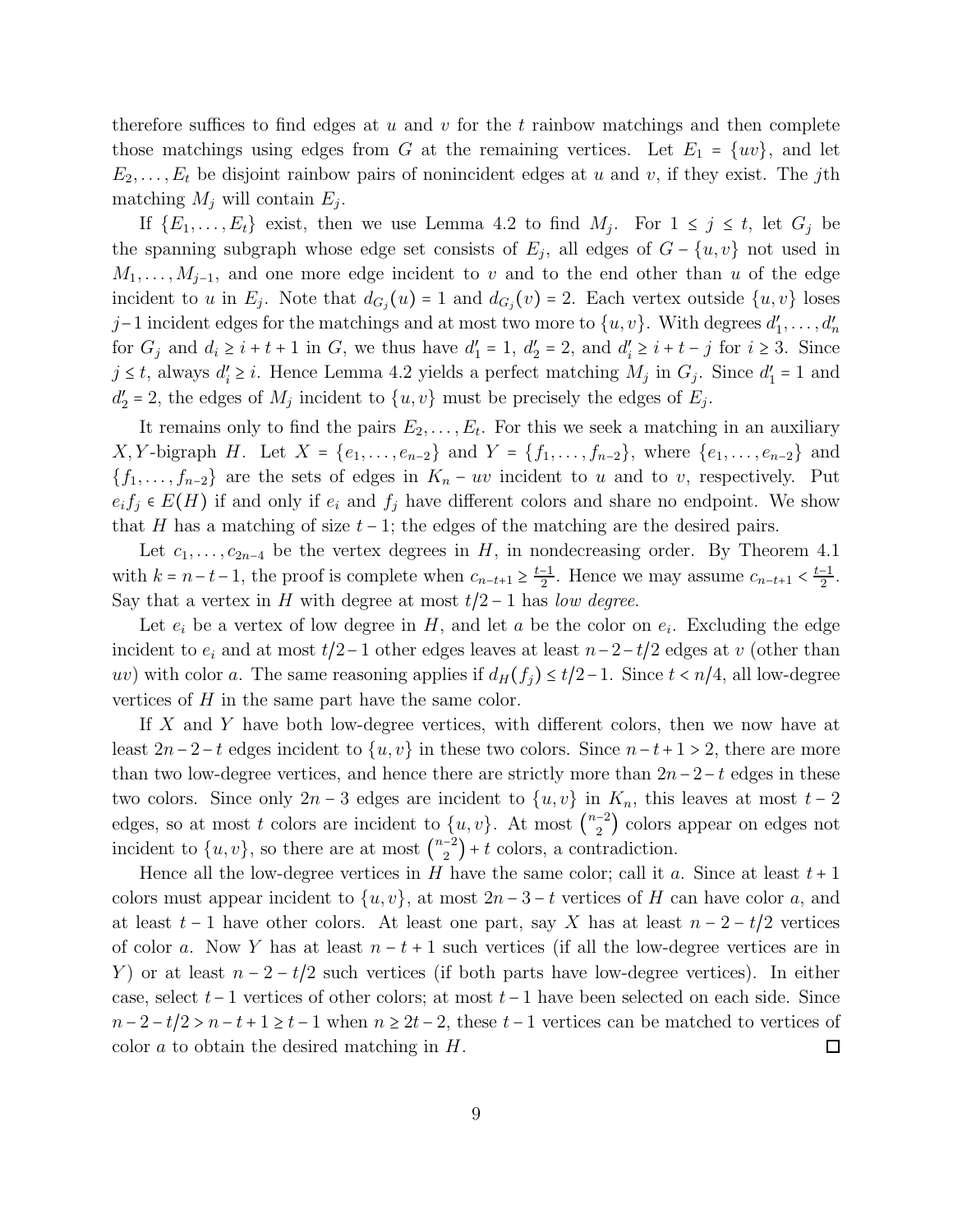therefore suffices to find edges at $u$ and $v$ for the $t$ rainbow matchings and then complete those matchings using edges from $G$ at the remaining vertices. Let $E_1 = \{uv\}$, and let $E_2, \dots, E_t$ be disjoint rainbow pairs of nonincident edges at $u$ and $v$, if they exist. The $j$th matching $M_j$ will contain $E_j$.

If $\{E_1, \dots, E_t\}$ exist, then we use Lemma 4.2 to find $M_j$. For $1 \le j \le t$, let $G_j$ be the spanning subgraph whose edge set consists of $E_j$, all edges of $G - \{u, v\}$ not used in $M_1, \dots, M_{j-1}$, and one more edge incident to $v$ and to the end other than $u$ of the edge incident to $u$ in $E_j$. Note that $d_{G_j}(u) = 1$ and $d_{G_j}(v) = 2$. Each vertex outside $\{u, v\}$ loses $j-1$ incident edges for the matchings and at most two more to $\{u, v\}$. With degrees $d'_1, \dots, d'_n$ for $G_j$ and $d_i \ge i + t + 1$ in $G$, we thus have $d'_1 = 1$, $d'_2 = 2$, and $d'_i \ge i + t - j$ for $i \ge 3$. Since $j \le t$, always $d'_i \ge i$. Hence Lemma 4.2 yields a perfect matching $M_j$ in $G_j$. Since $d'_1 = 1$ and $d'_2 = 2$, the edges of $M_j$ incident to $\{u, v\}$ must be precisely the edges of $E_j$.

It remains only to find the pairs $E_2, \dots, E_t$. For this we seek a matching in an auxiliary $X, Y$-bigraph $H$. Let $X = \{e_1, \dots, e_{n-2}\}$ and $Y = \{f_1, \dots, f_{n-2}\}$, where $\{e_1, \dots, e_{n-2}\}$ and $\{f_1, \dots, f_{n-2}\}$ are the sets of edges in $K_n - uv$ incident to $u$ and to $v$, respectively. Put $e_i f_j \in E(H)$ if and only if $e_i$ and $f_j$ have different colors and share no endpoint. We show that $H$ has a matching of size $t-1$; the edges of the matching are the desired pairs.

Let $c_1, \dots, c_{2n-4}$ be the vertex degrees in $H$, in nondecreasing order. By Theorem 4.1 with $k = n - t - 1$, the proof is complete when $c_{n-t+1} \ge \frac{t-1}{2}$. Hence we may assume $c_{n-t+1} < \frac{t-1}{2}$. Say that a vertex in $H$ with degree at most $t/2 - 1$ has *low degree*.

Let $e_i$ be a vertex of low degree in $H$, and let $a$ be the color on $e_i$. Excluding the edge incident to $e_i$ and at most $t/2 - 1$ other edges leaves at least $n - 2 - t/2$ edges at $v$ (other than $uv$) with color $a$. The same reasoning applies if $d_H(f_j) \le t/2 - 1$. Since $t < n/4$, all low-degree vertices of $H$ in the same part have the same color.

If $X$ and $Y$ have both low-degree vertices, with different colors, then we now have at least $2n - 2 - t$ edges incident to $\{u, v\}$ in these two colors. Since $n - t + 1 > 2$, there are more than two low-degree vertices, and hence there are strictly more than $2n - 2 - t$ edges in these two colors. Since only $2n - 3$ edges are incident to $\{u, v\}$ in $K_n$, this leaves at most $t - 2$ edges, so at most $t$ colors are incident to $\{u, v\}$. At most $\binom{n-2}{2}$ colors appear on edges not incident to $\{u, v\}$, so there are at most $\binom{n-2}{2} + t$ colors, a contradiction.

Hence all the low-degree vertices in $H$ have the same color; call it $a$. Since at least $t + 1$ colors must appear incident to $\{u, v\}$, at most $2n - 3 - t$ vertices of $H$ can have color $a$, and at least $t - 1$ have other colors. At least one part, say $X$ has at least $n - 2 - t/2$ vertices of color $a$. Now $Y$ has at least $n - t + 1$ such vertices (if all the low-degree vertices are in $Y$) or at least $n - 2 - t/2$ such vertices (if both parts have low-degree vertices). In either case, select $t - 1$ vertices of other colors; at most $t - 1$ have been selected on each side. Since $n - 2 - t/2 > n - t + 1 \ge t - 1$ when $n \ge 2t - 2$, these $t - 1$ vertices can be matched to vertices of color $a$ to obtain the desired matching in $H$. □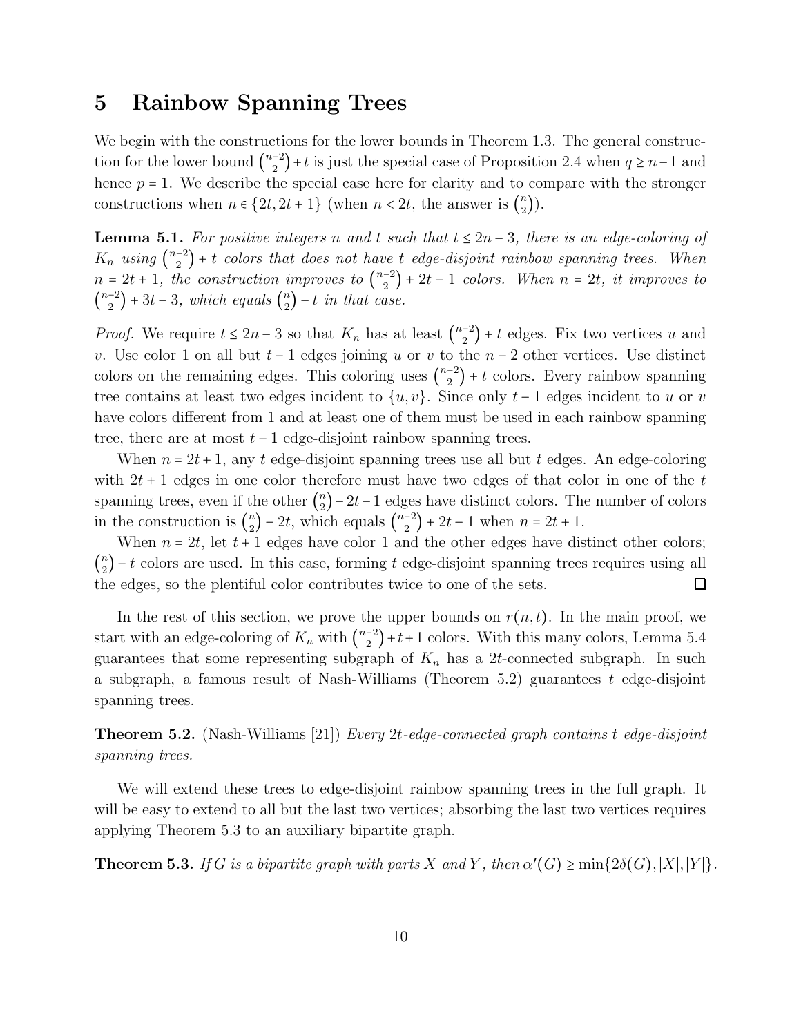## 5 Rainbow Spanning Trees

We begin with the constructions for the lower bounds in Theorem 1.3. The general construction for the lower bound $\binom{n-2}{2}+t$ is just the special case of Proposition 2.4 when $q \ge n-1$ and hence $p = 1$. We describe the special case here for clarity and to compare with the stronger constructions when $n \in \{2t, 2t+1\}$ (when $n < 2t$, the answer is $\binom{n}{2}$).

**Lemma 5.1.** *For positive integers $n$ and $t$ such that $t \le 2n-3$, there is an edge-coloring of $K_n$ using $\binom{n-2}{2}+t$ colors that does not have $t$ edge-disjoint rainbow spanning trees. When $n = 2t+1$, the construction improves to $\binom{n-2}{2}+2t-1$ colors. When $n = 2t$, it improves to $\binom{n-2}{2}+3t-3$, which equals $\binom{n}{2}-t$ in that case.*

*Proof.* We require $t \le 2n-3$ so that $K_n$ has at least $\binom{n-2}{2}+t$ edges. Fix two vertices $u$ and $v$. Use color 1 on all but $t-1$ edges joining $u$ or $v$ to the $n-2$ other vertices. Use distinct colors on the remaining edges. This coloring uses $\binom{n-2}{2}+t$ colors. Every rainbow spanning tree contains at least two edges incident to $\{u,v\}$. Since only $t-1$ edges incident to $u$ or $v$ have colors different from 1 and at least one of them must be used in each rainbow spanning tree, there are at most $t-1$ edge-disjoint rainbow spanning trees.

When $n = 2t+1$, any $t$ edge-disjoint spanning trees use all but $t$ edges. An edge-coloring with $2t+1$ edges in one color therefore must have two edges of that color in one of the $t$ spanning trees, even if the other $\binom{n}{2}-2t-1$ edges have distinct colors. The number of colors in the construction is $\binom{n}{2}-2t$, which equals $\binom{n-2}{2}+2t-1$ when $n = 2t+1$.

When $n = 2t$, let $t+1$ edges have color 1 and the other edges have distinct other colors; $\binom{n}{2}-t$ colors are used. In this case, forming $t$ edge-disjoint spanning trees requires using all the edges, so the plentiful color contributes twice to one of the sets. $\square$

In the rest of this section, we prove the upper bounds on $r(n,t)$. In the main proof, we start with an edge-coloring of $K_n$ with $\binom{n-2}{2}+t+1$ colors. With this many colors, Lemma 5.4 guarantees that some representing subgraph of $K_n$ has a $2t$-connected subgraph. In such a subgraph, a famous result of Nash-Williams (Theorem 5.2) guarantees $t$ edge-disjoint spanning trees.

**Theorem 5.2.** (Nash-Williams [21]) *Every $2t$-edge-connected graph contains $t$ edge-disjoint spanning trees.*

We will extend these trees to edge-disjoint rainbow spanning trees in the full graph. It will be easy to extend to all but the last two vertices; absorbing the last two vertices requires applying Theorem 5.3 to an auxiliary bipartite graph.

**Theorem 5.3.** *If $G$ is a bipartite graph with parts $X$ and $Y$, then $\alpha'(G) \ge \min\{2\delta(G), |X|, |Y|\}$.*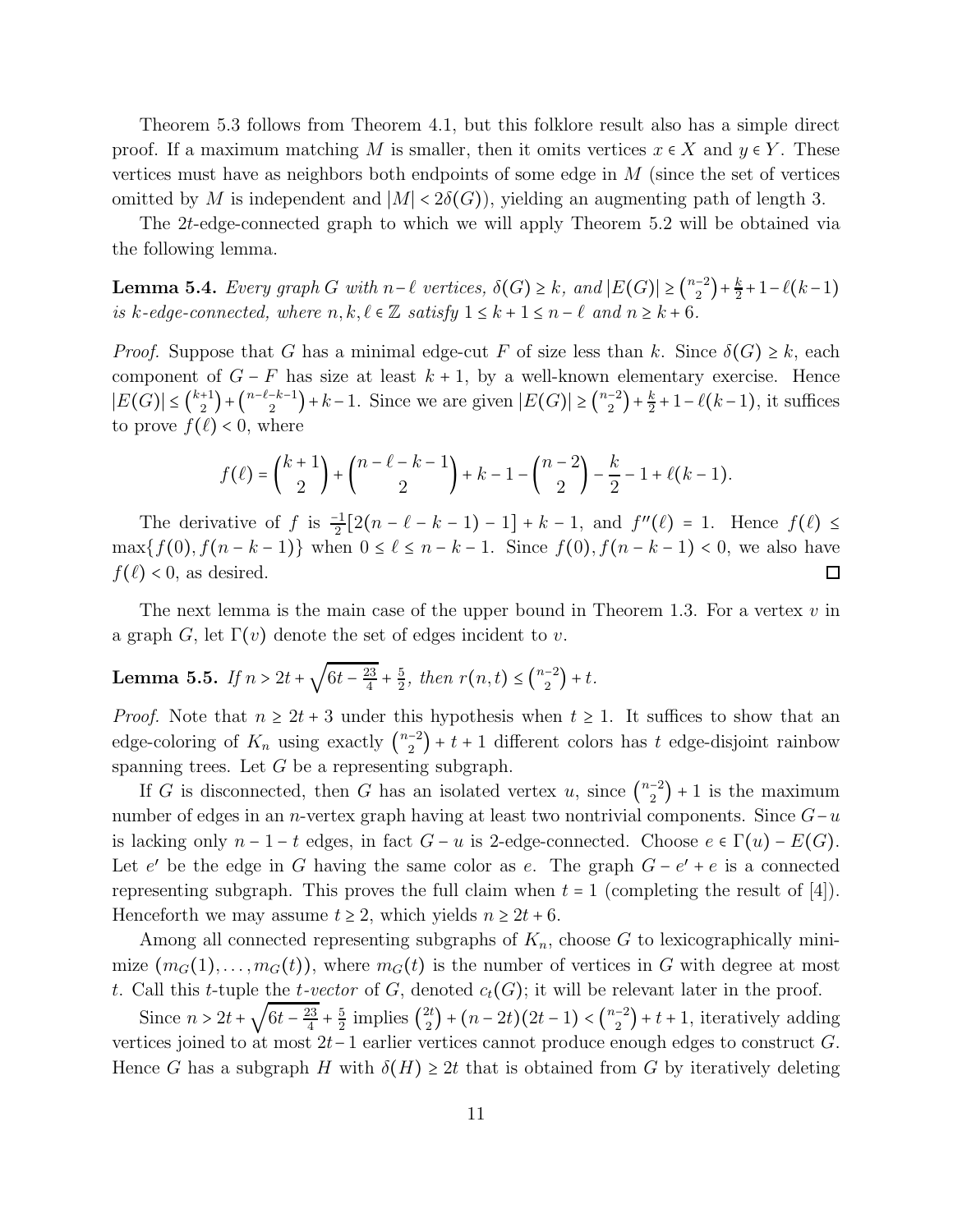Theorem 5.3 follows from Theorem 4.1, but this folklore result also has a simple direct proof. If a maximum matching $M$ is smaller, then it omits vertices $x \in X$ and $y \in Y$. These vertices must have as neighbors both endpoints of some edge in $M$ (since the set of vertices omitted by $M$ is independent and $|M| < 2\delta(G)$), yielding an augmenting path of length 3.

The $2t$-edge-connected graph to which we will apply Theorem 5.2 will be obtained via the following lemma.

**Lemma 5.4.** *Every graph $G$ with $n-\ell$ vertices, $\delta(G) \ge k$, and $|E(G)| \ge \binom{n-2}{2} + \frac{k}{2} + 1 - \ell(k-1)$ is $k$-edge-connected, where $n, k, \ell \in \mathbb{Z}$ satisfy $1 \le k+1 \le n-\ell$ and $n \ge k+6$.*

*Proof.* Suppose that $G$ has a minimal edge-cut $F$ of size less than $k$. Since $\delta(G) \ge k$, each component of $G - F$ has size at least $k+1$, by a well-known elementary exercise. Hence $|E(G)| \le \binom{k+1}{2} + \binom{n-\ell-k-1}{2} + k - 1$. Since we are given $|E(G)| \ge \binom{n-2}{2} + \frac{k}{2} + 1 - \ell(k-1)$, it suffices to prove $f(\ell) < 0$, where

$$f(\ell) = \binom{k+1}{2} + \binom{n-\ell-k-1}{2} + k - 1 - \binom{n-2}{2} - \frac{k}{2} - 1 + \ell(k-1).$$

The derivative of $f$ is $\frac{-1}{2}[2(n-\ell-k-1)-1] + k - 1$, and $f''(\ell) = 1$. Hence $f(\ell) \le \max\{f(0), f(n-k-1)\}$ when $0 \le \ell \le n-k-1$. Since $f(0), f(n-k-1) < 0$, we also have $f(\ell) < 0$, as desired. $\square$

The next lemma is the main case of the upper bound in Theorem 1.3. For a vertex $v$ in a graph $G$, let $\Gamma(v)$ denote the set of edges incident to $v$.

**Lemma 5.5.** *If $n > 2t + \sqrt{6t - \frac{23}{4}} + \frac{5}{2}$, then $r(n,t) \le \binom{n-2}{2} + t$.*

*Proof.* Note that $n \ge 2t+3$ under this hypothesis when $t \ge 1$. It suffices to show that an edge-coloring of $K_n$ using exactly $\binom{n-2}{2} + t + 1$ different colors has $t$ edge-disjoint rainbow spanning trees. Let $G$ be a representing subgraph.

If $G$ is disconnected, then $G$ has an isolated vertex $u$, since $\binom{n-2}{2} + 1$ is the maximum number of edges in an $n$-vertex graph having at least two nontrivial components. Since $G-u$ is lacking only $n-1-t$ edges, in fact $G-u$ is 2-edge-connected. Choose $e \in \Gamma(u) - E(G)$. Let $e'$ be the edge in $G$ having the same color as $e$. The graph $G - e' + e$ is a connected representing subgraph. This proves the full claim when $t = 1$ (completing the result of [4]). Henceforth we may assume $t \ge 2$, which yields $n \ge 2t+6$.

Among all connected representing subgraphs of $K_n$, choose $G$ to lexicographically minimize $(m_G(1), \ldots, m_G(t))$, where $m_G(t)$ is the number of vertices in $G$ with degree at most $t$. Call this $t$-tuple the *$t$-vector* of $G$, denoted $c_t(G)$; it will be relevant later in the proof.

Since $n > 2t + \sqrt{6t - \frac{23}{4}} + \frac{5}{2}$ implies $\binom{2t}{2} + (n-2t)(2t-1) < \binom{n-2}{2} + t + 1$, iteratively adding vertices joined to at most $2t-1$ earlier vertices cannot produce enough edges to construct $G$. Hence $G$ has a subgraph $H$ with $\delta(H) \ge 2t$ that is obtained from $G$ by iteratively deleting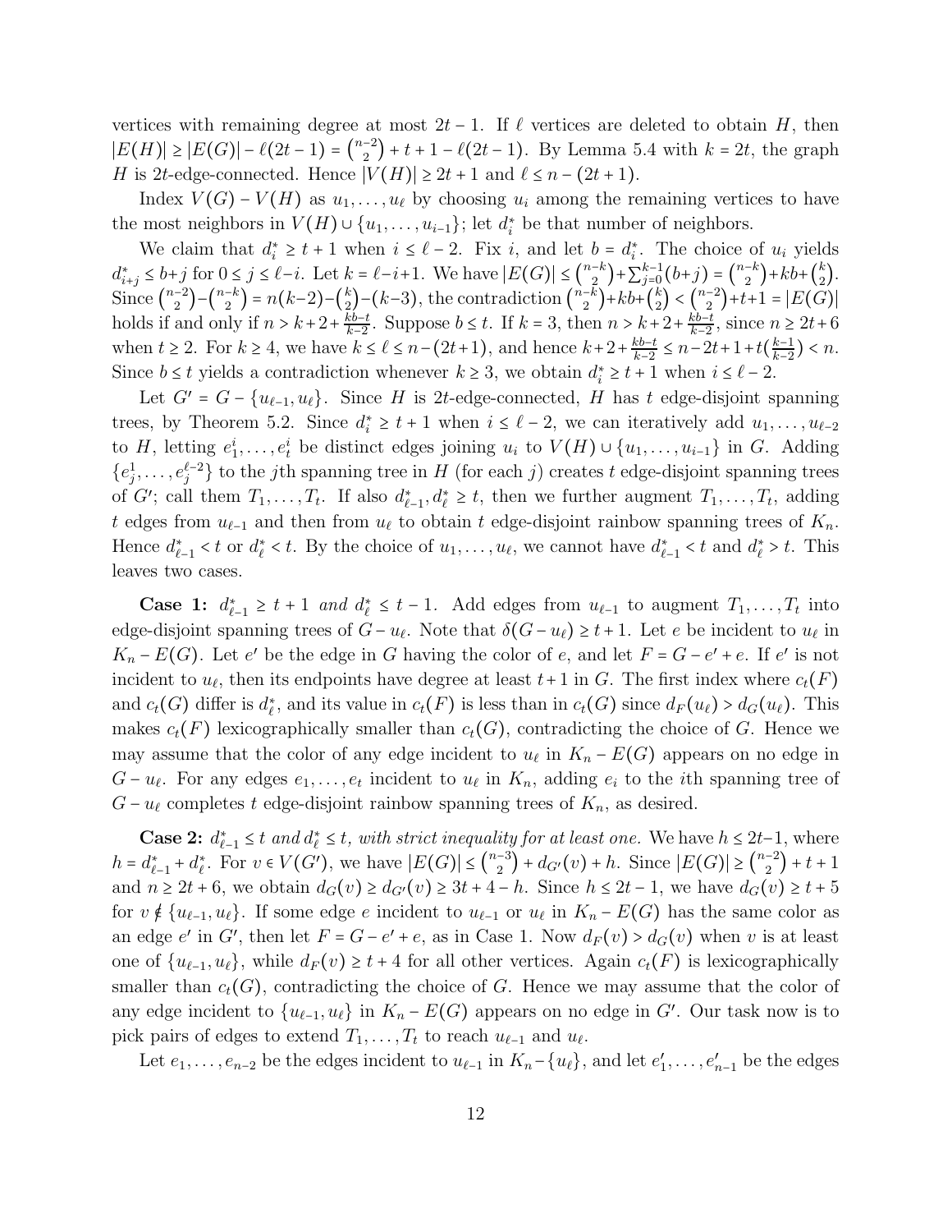vertices with remaining degree at most $2t-1$. If $\ell$ vertices are deleted to obtain $H$, then $|E(H)| \ge |E(G)| - \ell(2t-1) = \binom{n-2}{2} + t + 1 - \ell(2t-1)$. By Lemma 5.4 with $k = 2t$, the graph $H$ is $2t$-edge-connected. Hence $|V(H)| \ge 2t+1$ and $\ell \le n-(2t+1)$.

Index $V(G) - V(H)$ as $u_1, \ldots, u_\ell$ by choosing $u_i$ among the remaining vertices to have the most neighbors in $V(H) \cup \{u_1, \ldots, u_{i-1}\}$; let $d_i^*$ be that number of neighbors.

We claim that $d_i^* \ge t+1$ when $i \le \ell - 2$. Fix $i$, and let $b = d_i^*$. The choice of $u_i$ yields $d_{i+j}^* \le b+j$ for $0 \le j \le \ell - i$. Let $k = \ell - i + 1$. We have $|E(G)| \le \binom{n-k}{2} + \sum_{j=0}^{k-1}(b+j) = \binom{n-k}{2} + kb + \binom{k}{2}$. Since $\binom{n-2}{2} - \binom{n-k}{2} = n(k-2) - \binom{k}{2} - (k-3)$, the contradiction $\binom{n-k}{2} + kb + \binom{k}{2} < \binom{n-2}{2} + t + 1 = |E(G)|$ holds if and only if $n > k + 2 + \frac{kb-t}{k-2}$. Suppose $b \le t$. If $k = 3$, then $n > k + 2 + \frac{kb-t}{k-2}$, since $n \ge 2t+6$ when $t \ge 2$. For $k \ge 4$, we have $k \le \ell \le n-(2t+1)$, and hence $k + 2 + \frac{kb-t}{k-2} \le n - 2t + 1 + t(\frac{k-1}{k-2}) < n$. Since $b \le t$ yields a contradiction whenever $k \ge 3$, we obtain $d_i^* \ge t+1$ when $i \le \ell - 2$.

Let $G' = G - \{u_{\ell-1}, u_\ell\}$. Since $H$ is $2t$-edge-connected, $H$ has $t$ edge-disjoint spanning trees, by Theorem 5.2. Since $d_i^* \ge t+1$ when $i \le \ell - 2$, we can iteratively add $u_1, \ldots, u_{\ell-2}$ to $H$, letting $e_1^i, \ldots, e_t^i$ be distinct edges joining $u_i$ to $V(H) \cup \{u_1, \ldots, u_{i-1}\}$ in $G$. Adding $\{e_j^1, \ldots, e_j^{\ell-2}\}$ to the $j$th spanning tree in $H$ (for each $j$) creates $t$ edge-disjoint spanning trees of $G'$; call them $T_1, \ldots, T_t$. If also $d_{\ell-1}^*, d_\ell^* \ge t$, then we further augment $T_1, \ldots, T_t$, adding $t$ edges from $u_{\ell-1}$ and then from $u_\ell$ to obtain $t$ edge-disjoint rainbow spanning trees of $K_n$. Hence $d_{\ell-1}^* < t$ or $d_\ell^* < t$. By the choice of $u_1, \ldots, u_\ell$, we cannot have $d_{\ell-1}^* < t$ and $d_\ell^* > t$. This leaves two cases.

**Case 1:** $d_{\ell-1}^* \ge t+1$ *and* $d_\ell^* \le t-1$. Add edges from $u_{\ell-1}$ to augment $T_1, \ldots, T_t$ into edge-disjoint spanning trees of $G - u_\ell$. Note that $\delta(G - u_\ell) \ge t+1$. Let $e$ be incident to $u_\ell$ in $K_n - E(G)$. Let $e'$ be the edge in $G$ having the color of $e$, and let $F = G - e' + e$. If $e'$ is not incident to $u_\ell$, then its endpoints have degree at least $t+1$ in $G$. The first index where $c_t(F)$ and $c_t(G)$ differ is $d_\ell^*$, and its value in $c_t(F)$ is less than in $c_t(G)$ since $d_F(u_\ell) > d_G(u_\ell)$. This makes $c_t(F)$ lexicographically smaller than $c_t(G)$, contradicting the choice of $G$. Hence we may assume that the color of any edge incident to $u_\ell$ in $K_n - E(G)$ appears on no edge in $G - u_\ell$. For any edges $e_1, \ldots, e_t$ incident to $u_\ell$ in $K_n$, adding $e_i$ to the $i$th spanning tree of $G - u_\ell$ completes $t$ edge-disjoint rainbow spanning trees of $K_n$, as desired.

**Case 2:** $d_{\ell-1}^* \le t$ *and* $d_\ell^* \le t$, *with strict inequality for at least one.* We have $h \le 2t-1$, where $h = d_{\ell-1}^* + d_\ell^*$. For $v \in V(G')$, we have $|E(G)| \le \binom{n-3}{2} + d_{G'}(v) + h$. Since $|E(G)| \ge \binom{n-2}{2} + t + 1$ and $n \ge 2t+6$, we obtain $d_G(v) \ge d_{G'}(v) \ge 3t + 4 - h$. Since $h \le 2t-1$, we have $d_G(v) \ge t+5$ for $v \notin \{u_{\ell-1}, u_\ell\}$. If some edge $e$ incident to $u_{\ell-1}$ or $u_\ell$ in $K_n - E(G)$ has the same color as an edge $e'$ in $G'$, then let $F = G - e' + e$, as in Case 1. Now $d_F(v) > d_G(v)$ when $v$ is at least one of $\{u_{\ell-1}, u_\ell\}$, while $d_F(v) \ge t+4$ for all other vertices. Again $c_t(F)$ is lexicographically smaller than $c_t(G)$, contradicting the choice of $G$. Hence we may assume that the color of any edge incident to $\{u_{\ell-1}, u_\ell\}$ in $K_n - E(G)$ appears on no edge in $G'$. Our task now is to pick pairs of edges to extend $T_1, \ldots, T_t$ to reach $u_{\ell-1}$ and $u_\ell$.

Let $e_1, \ldots, e_{n-2}$ be the edges incident to $u_{\ell-1}$ in $K_n - \{u_\ell\}$, and let $e_1', \ldots, e_{n-1}'$ be the edges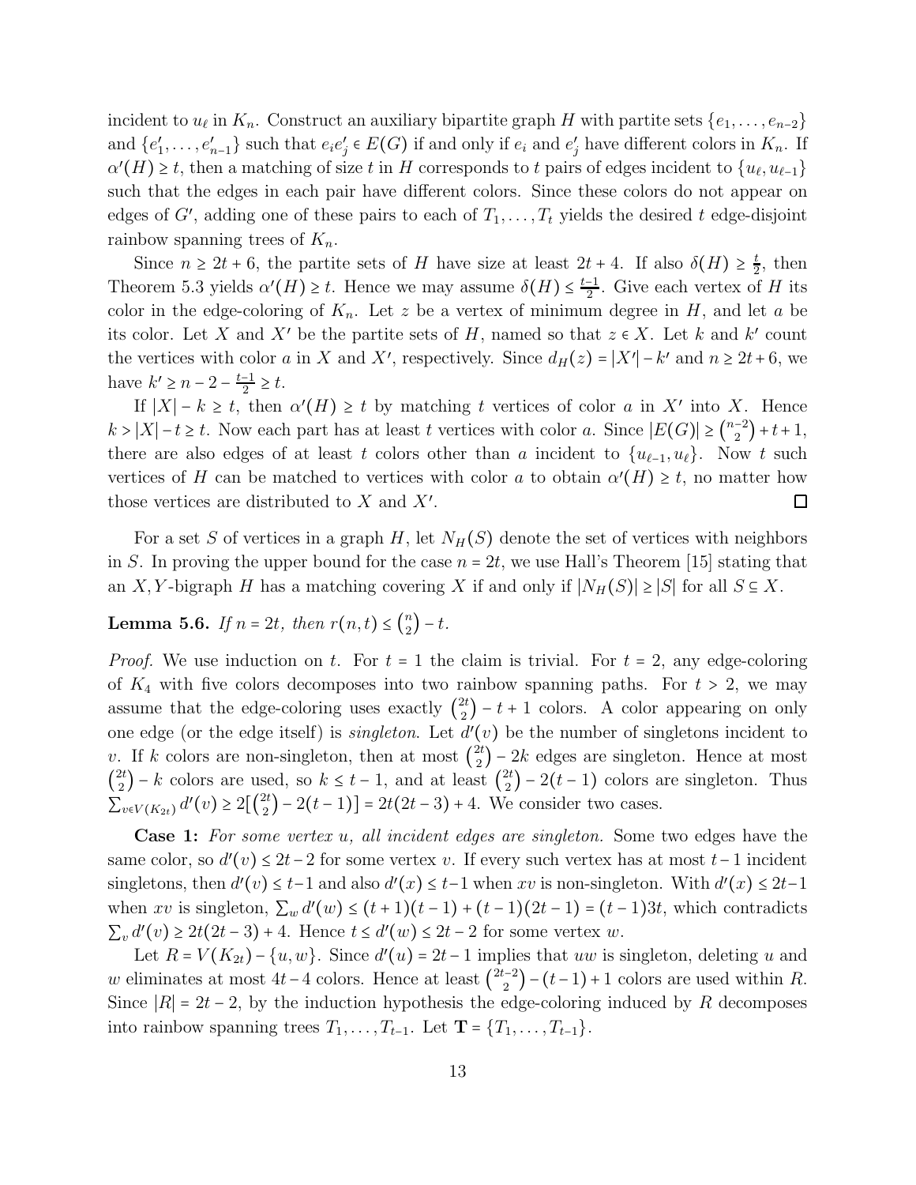incident to $u_\ell$ in $K_n$. Construct an auxiliary bipartite graph $H$ with partite sets $\{e_1,\dots,e_{n-2}\}$ and $\{e'_1,\dots,e'_{n-1}\}$ such that $e_ie'_j \in E(G)$ if and only if $e_i$ and $e'_j$ have different colors in $K_n$. If $\alpha'(H) \ge t$, then a matching of size $t$ in $H$ corresponds to $t$ pairs of edges incident to $\{u_\ell, u_{\ell-1}\}$ such that the edges in each pair have different colors. Since these colors do not appear on edges of $G'$, adding one of these pairs to each of $T_1,\dots,T_t$ yields the desired $t$ edge-disjoint rainbow spanning trees of $K_n$.

Since $n \ge 2t+6$, the partite sets of $H$ have size at least $2t+4$. If also $\delta(H) \ge \frac{t}{2}$, then Theorem 5.3 yields $\alpha'(H) \ge t$. Hence we may assume $\delta(H) \le \frac{t-1}{2}$. Give each vertex of $H$ its color in the edge-coloring of $K_n$. Let $z$ be a vertex of minimum degree in $H$, and let $a$ be its color. Let $X$ and $X'$ be the partite sets of $H$, named so that $z \in X$. Let $k$ and $k'$ count the vertices with color $a$ in $X$ and $X'$, respectively. Since $d_H(z) = |X'| - k'$ and $n \ge 2t+6$, we have $k' \ge n-2-\frac{t-1}{2} \ge t$.

If $|X| - k \ge t$, then $\alpha'(H) \ge t$ by matching $t$ vertices of color $a$ in $X'$ into $X$. Hence $k > |X| - t \ge t$. Now each part has at least $t$ vertices with color $a$. Since $|E(G)| \ge \binom{n-2}{2} + t + 1$, there are also edges of at least $t$ colors other than $a$ incident to $\{u_{\ell-1}, u_\ell\}$. Now $t$ such vertices of $H$ can be matched to vertices with color $a$ to obtain $\alpha'(H) \ge t$, no matter how those vertices are distributed to $X$ and $X'$. $\square$

For a set $S$ of vertices in a graph $H$, let $N_H(S)$ denote the set of vertices with neighbors in $S$. In proving the upper bound for the case $n = 2t$, we use Hall's Theorem [15] stating that an $X,Y$-bigraph $H$ has a matching covering $X$ if and only if $|N_H(S)| \ge |S|$ for all $S \subseteq X$.

**Lemma 5.6.** *If $n = 2t$, then $r(n,t) \le \binom{n}{2} - t$.*

*Proof.* We use induction on $t$. For $t = 1$ the claim is trivial. For $t = 2$, any edge-coloring of $K_4$ with five colors decomposes into two rainbow spanning paths. For $t > 2$, we may assume that the edge-coloring uses exactly $\binom{2t}{2} - t + 1$ colors. A color appearing on only one edge (or the edge itself) is *singleton*. Let $d'(v)$ be the number of singletons incident to $v$. If $k$ colors are non-singleton, then at most $\binom{2t}{2} - 2k$ edges are singleton. Hence at most $\binom{2t}{2} - k$ colors are used, so $k \le t-1$, and at least $\binom{2t}{2} - 2(t-1)$ colors are singleton. Thus $\sum_{v\in V(K_{2t})} d'(v) \ge 2[\binom{2t}{2} - 2(t-1)] = 2t(2t-3)+4$. We consider two cases.

**Case 1:** *For some vertex $u$, all incident edges are singleton.* Some two edges have the same color, so $d'(v) \le 2t-2$ for some vertex $v$. If every such vertex has at most $t-1$ incident singletons, then $d'(v) \le t-1$ and also $d'(x) \le t-1$ when $xv$ is non-singleton. With $d'(x) \le 2t-1$ when $xv$ is singleton, $\sum_w d'(w) \le (t+1)(t-1) + (t-1)(2t-1) = (t-1)3t$, which contradicts $\sum_v d'(v) \ge 2t(2t-3)+4$. Hence $t \le d'(w) \le 2t-2$ for some vertex $w$.

Let $R = V(K_{2t}) - \{u,w\}$. Since $d'(u) = 2t-1$ implies that $uw$ is singleton, deleting $u$ and $w$ eliminates at most $4t-4$ colors. Hence at least $\binom{2t-2}{2} - (t-1) + 1$ colors are used within $R$. Since $|R| = 2t-2$, by the induction hypothesis the edge-coloring induced by $R$ decomposes into rainbow spanning trees $T_1,\dots,T_{t-1}$. Let $\mathbf{T} = \{T_1,\dots,T_{t-1}\}$.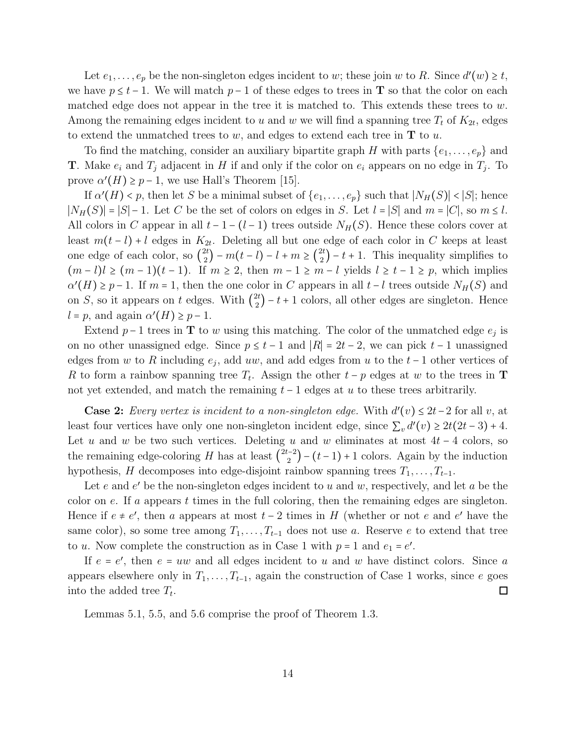Let $e_1, \ldots, e_p$ be the non-singleton edges incident to $w$; these join $w$ to $R$. Since $d'(w) \geq t$, we have $p \leq t-1$. We will match $p-1$ of these edges to trees in $\mathbf{T}$ so that the color on each matched edge does not appear in the tree it is matched to. This extends these trees to $w$. Among the remaining edges incident to $u$ and $w$ we will find a spanning tree $T_t$ of $K_{2t}$, edges to extend the unmatched trees to $w$, and edges to extend each tree in $\mathbf{T}$ to $u$.

To find the matching, consider an auxiliary bipartite graph $H$ with parts $\{e_1, \ldots, e_p\}$ and $\mathbf{T}$. Make $e_i$ and $T_j$ adjacent in $H$ if and only if the color on $e_i$ appears on no edge in $T_j$. To prove $\alpha'(H) \geq p-1$, we use Hall's Theorem [15].

If $\alpha'(H) < p$, then let $S$ be a minimal subset of $\{e_1, \ldots, e_p\}$ such that $|N_H(S)| < |S|$; hence $|N_H(S)| = |S| - 1$. Let $C$ be the set of colors on edges in $S$. Let $l = |S|$ and $m = |C|$, so $m \leq l$. All colors in $C$ appear in all $t-1-(l-1)$ trees outside $N_H(S)$. Hence these colors cover at least $m(t-l)+l$ edges in $K_{2t}$. Deleting all but one edge of each color in $C$ keeps at least one edge of each color, so $\binom{2t}{2} - m(t-l) - l + m \geq \binom{2t}{2} - t + 1$. This inequality simplifies to $(m-l)l \geq (m-1)(t-1)$. If $m \geq 2$, then $m-1 \geq m-l$ yields $l \geq t-1 \geq p$, which implies $\alpha'(H) \geq p-1$. If $m=1$, then the one color in $C$ appears in all $t-l$ trees outside $N_H(S)$ and on $S$, so it appears on $t$ edges. With $\binom{2t}{2} - t + 1$ colors, all other edges are singleton. Hence $l = p$, and again $\alpha'(H) \geq p-1$.

Extend $p-1$ trees in $\mathbf{T}$ to $w$ using this matching. The color of the unmatched edge $e_j$ is on no other unassigned edge. Since $p \leq t-1$ and $|R| = 2t-2$, we can pick $t-1$ unassigned edges from $w$ to $R$ including $e_j$, add $uw$, and add edges from $u$ to the $t-1$ other vertices of $R$ to form a rainbow spanning tree $T_t$. Assign the other $t-p$ edges at $w$ to the trees in $\mathbf{T}$ not yet extended, and match the remaining $t-1$ edges at $u$ to these trees arbitrarily.

**Case 2:** *Every vertex is incident to a non-singleton edge.* With $d'(v) \leq 2t-2$ for all $v$, at least four vertices have only one non-singleton incident edge, since $\sum_v d'(v) \geq 2t(2t-3)+4$. Let $u$ and $w$ be two such vertices. Deleting $u$ and $w$ eliminates at most $4t-4$ colors, so the remaining edge-coloring $H$ has at least $\binom{2t-2}{2} - (t-1) + 1$ colors. Again by the induction hypothesis, $H$ decomposes into edge-disjoint rainbow spanning trees $T_1, \ldots, T_{t-1}$.

Let $e$ and $e'$ be the non-singleton edges incident to $u$ and $w$, respectively, and let $a$ be the color on $e$. If $a$ appears $t$ times in the full coloring, then the remaining edges are singleton. Hence if $e \neq e'$, then $a$ appears at most $t-2$ times in $H$ (whether or not $e$ and $e'$ have the same color), so some tree among $T_1, \ldots, T_{t-1}$ does not use $a$. Reserve $e$ to extend that tree to $u$. Now complete the construction as in Case 1 with $p = 1$ and $e_1 = e'$.

If $e = e'$, then $e = uw$ and all edges incident to $u$ and $w$ have distinct colors. Since $a$ appears elsewhere only in $T_1, \ldots, T_{t-1}$, again the construction of Case 1 works, since $e$ goes into the added tree $T_t$. □

Lemmas 5.1, 5.5, and 5.6 comprise the proof of Theorem 1.3.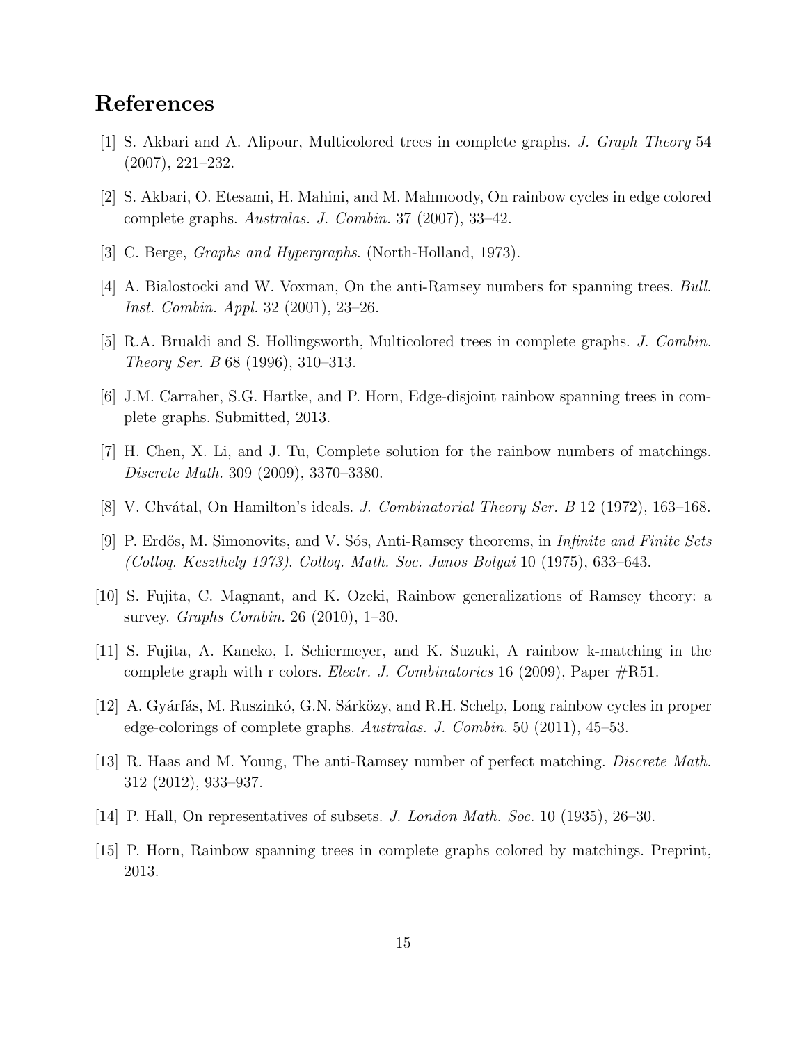## References

[1] S. Akbari and A. Alipour, Multicolored trees in complete graphs. *J. Graph Theory* 54 (2007), 221–232.

[2] S. Akbari, O. Etesami, H. Mahini, and M. Mahmoody, On rainbow cycles in edge colored complete graphs. *Australas. J. Combin.* 37 (2007), 33–42.

[3] C. Berge, *Graphs and Hypergraphs*. (North-Holland, 1973).

[4] A. Bialostocki and W. Voxman, On the anti-Ramsey numbers for spanning trees. *Bull. Inst. Combin. Appl.* 32 (2001), 23–26.

[5] R.A. Brualdi and S. Hollingsworth, Multicolored trees in complete graphs. *J. Combin. Theory Ser. B* 68 (1996), 310–313.

[6] J.M. Carraher, S.G. Hartke, and P. Horn, Edge-disjoint rainbow spanning trees in complete graphs. Submitted, 2013.

[7] H. Chen, X. Li, and J. Tu, Complete solution for the rainbow numbers of matchings. *Discrete Math.* 309 (2009), 3370–3380.

[8] V. Chvátal, On Hamilton's ideals. *J. Combinatorial Theory Ser. B* 12 (1972), 163–168.

[9] P. Erdős, M. Simonovits, and V. Sós, Anti-Ramsey theorems, in *Infinite and Finite Sets (Colloq. Keszthely 1973). Colloq. Math. Soc. Janos Bolyai* 10 (1975), 633–643.

[10] S. Fujita, C. Magnant, and K. Ozeki, Rainbow generalizations of Ramsey theory: a survey. *Graphs Combin.* 26 (2010), 1–30.

[11] S. Fujita, A. Kaneko, I. Schiermeyer, and K. Suzuki, A rainbow k-matching in the complete graph with r colors. *Electr. J. Combinatorics* 16 (2009), Paper #R51.

[12] A. Gyárfás, M. Ruszinkó, G.N. Sárközy, and R.H. Schelp, Long rainbow cycles in proper edge-colorings of complete graphs. *Australas. J. Combin.* 50 (2011), 45–53.

[13] R. Haas and M. Young, The anti-Ramsey number of perfect matching. *Discrete Math.* 312 (2012), 933–937.

[14] P. Hall, On representatives of subsets. *J. London Math. Soc.* 10 (1935), 26–30.

[15] P. Horn, Rainbow spanning trees in complete graphs colored by matchings. Preprint, 2013.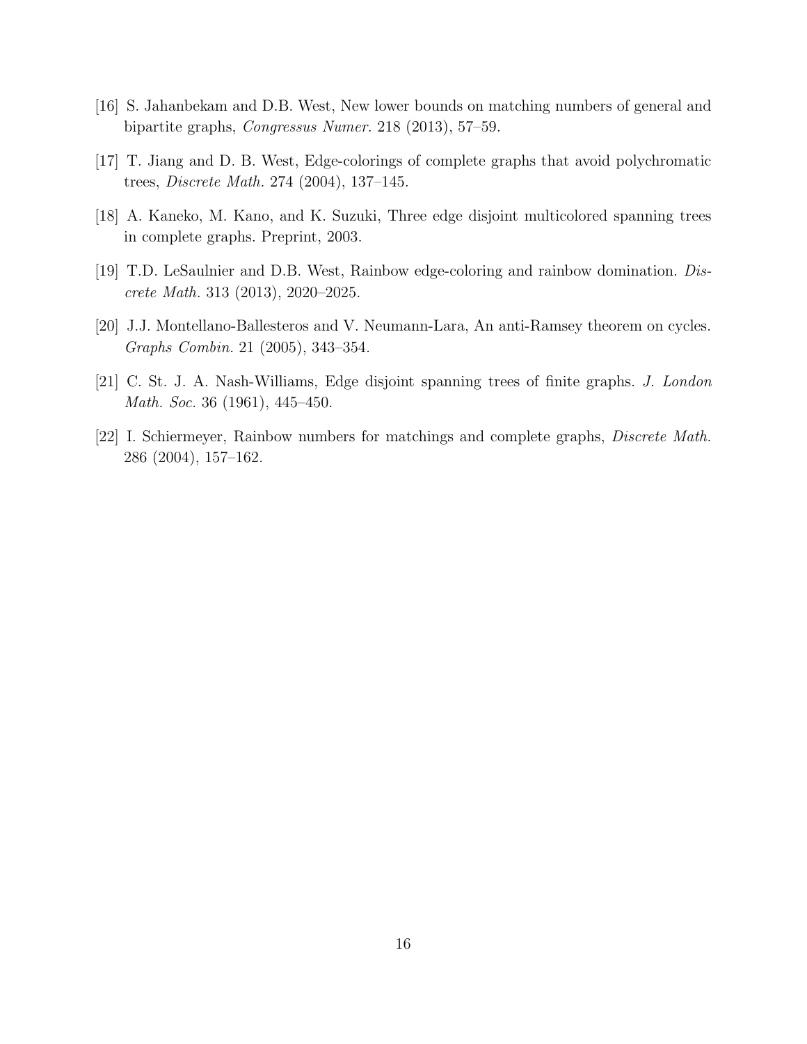[16] S. Jahanbekam and D.B. West, New lower bounds on matching numbers of general and bipartite graphs, *Congressus Numer.* 218 (2013), 57–59.

[17] T. Jiang and D. B. West, Edge-colorings of complete graphs that avoid polychromatic trees, *Discrete Math.* 274 (2004), 137–145.

[18] A. Kaneko, M. Kano, and K. Suzuki, Three edge disjoint multicolored spanning trees in complete graphs. Preprint, 2003.

[19] T.D. LeSaulnier and D.B. West, Rainbow edge-coloring and rainbow domination. *Discrete Math.* 313 (2013), 2020–2025.

[20] J.J. Montellano-Ballesteros and V. Neumann-Lara, An anti-Ramsey theorem on cycles. *Graphs Combin.* 21 (2005), 343–354.

[21] C. St. J. A. Nash-Williams, Edge disjoint spanning trees of finite graphs. *J. London Math. Soc.* 36 (1961), 445–450.

[22] I. Schiermeyer, Rainbow numbers for matchings and complete graphs, *Discrete Math.* 286 (2004), 157–162.